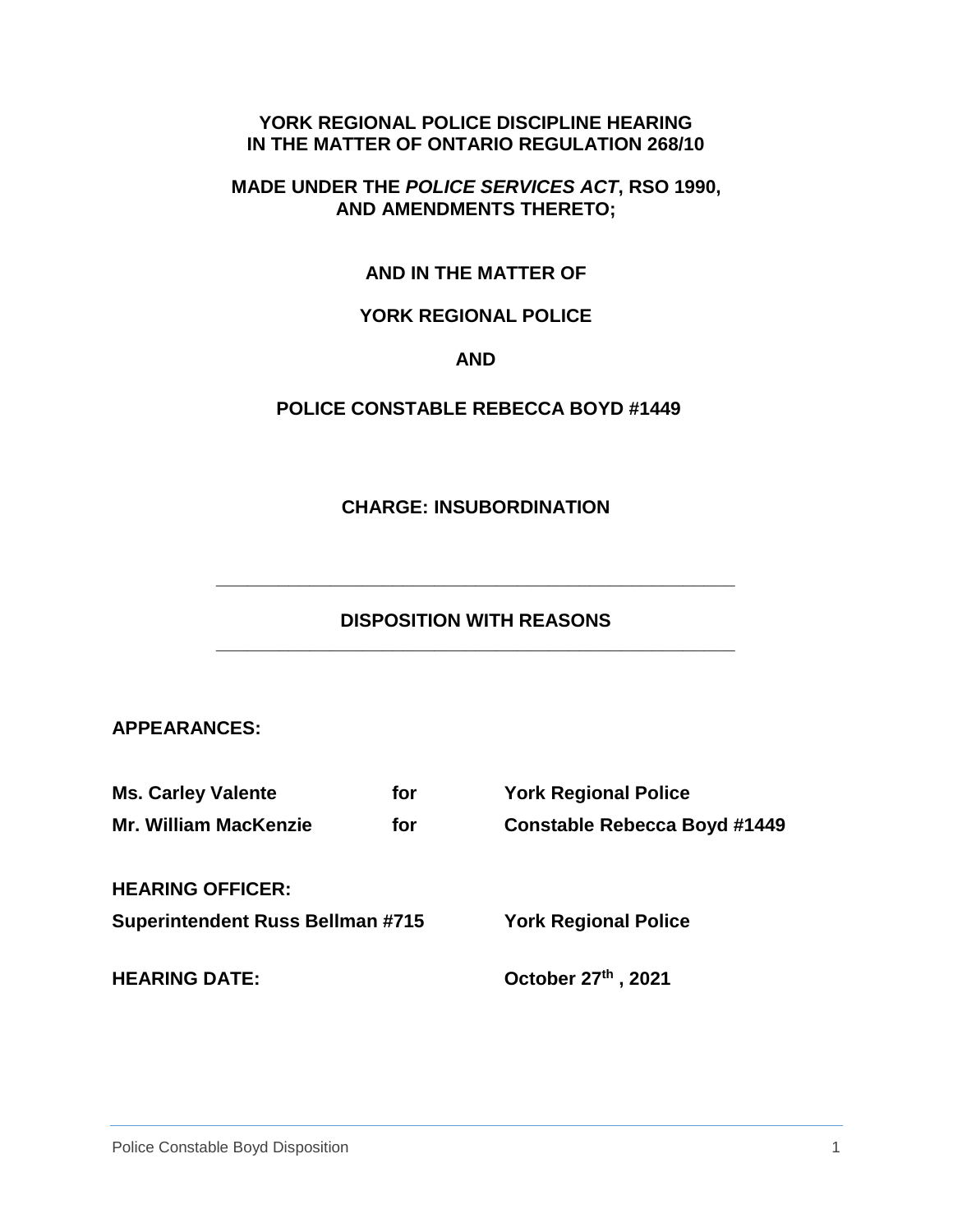**YORK REGIONAL POLICE DISCIPLINE HEARING**
**IN THE MATTER OF ONTARIO REGULATION 268/10**

**MADE UNDER THE *POLICE SERVICES ACT*, RSO 1990, AND AMENDMENTS THERETO;**

**AND IN THE MATTER OF**

**YORK REGIONAL POLICE**

**AND**

**POLICE CONSTABLE REBECCA BOYD #1449**

**CHARGE: INSUBORDINATION**

---

## DISPOSITION WITH REASONS

---

**APPEARANCES:**

| | | |
|---|---|---|
| **Ms. Carley Valente** | **for** | **York Regional Police** |
| **Mr. William MacKenzie** | **for** | **Constable Rebecca Boyd #1449** |

**HEARING OFFICER:**

**Superintendent Russ Bellman #715** — **York Regional Police**

**HEARING DATE:** **October 27th , 2021**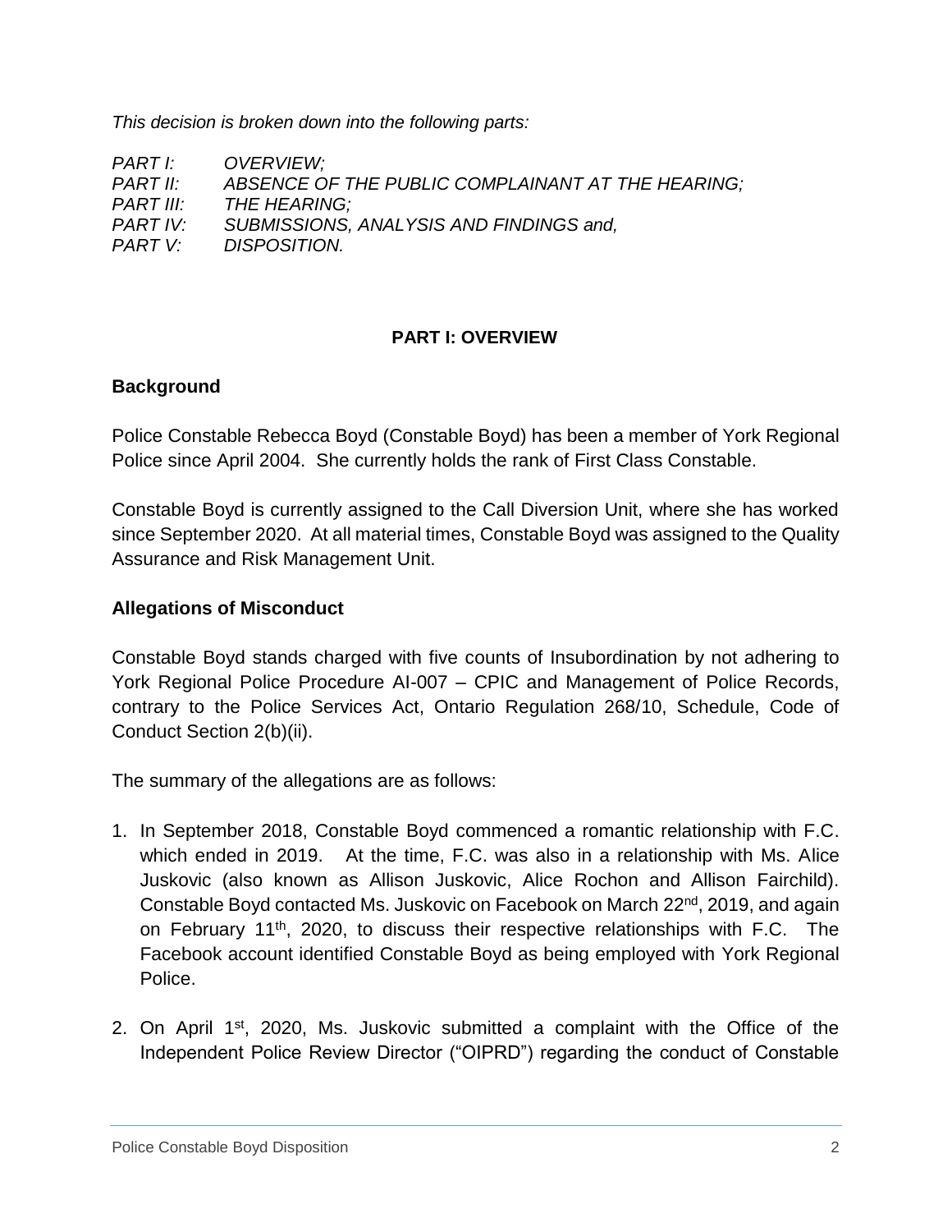*This decision is broken down into the following parts:*

*PART I: OVERVIEW;*
*PART II: ABSENCE OF THE PUBLIC COMPLAINANT AT THE HEARING;*
*PART III: THE HEARING;*
*PART IV: SUBMISSIONS, ANALYSIS AND FINDINGS and,*
*PART V: DISPOSITION.*

## PART I: OVERVIEW

### Background

Police Constable Rebecca Boyd (Constable Boyd) has been a member of York Regional Police since April 2004. She currently holds the rank of First Class Constable.

Constable Boyd is currently assigned to the Call Diversion Unit, where she has worked since September 2020. At all material times, Constable Boyd was assigned to the Quality Assurance and Risk Management Unit.

### Allegations of Misconduct

Constable Boyd stands charged with five counts of Insubordination by not adhering to York Regional Police Procedure AI-007 – CPIC and Management of Police Records, contrary to the Police Services Act, Ontario Regulation 268/10, Schedule, Code of Conduct Section 2(b)(ii).

The summary of the allegations are as follows:

1. In September 2018, Constable Boyd commenced a romantic relationship with F.C. which ended in 2019. At the time, F.C. was also in a relationship with Ms. Alice Juskovic (also known as Allison Juskovic, Alice Rochon and Allison Fairchild). Constable Boyd contacted Ms. Juskovic on Facebook on March 22nd, 2019, and again on February 11th, 2020, to discuss their respective relationships with F.C. The Facebook account identified Constable Boyd as being employed with York Regional Police.

2. On April 1st, 2020, Ms. Juskovic submitted a complaint with the Office of the Independent Police Review Director ("OIPRD") regarding the conduct of Constable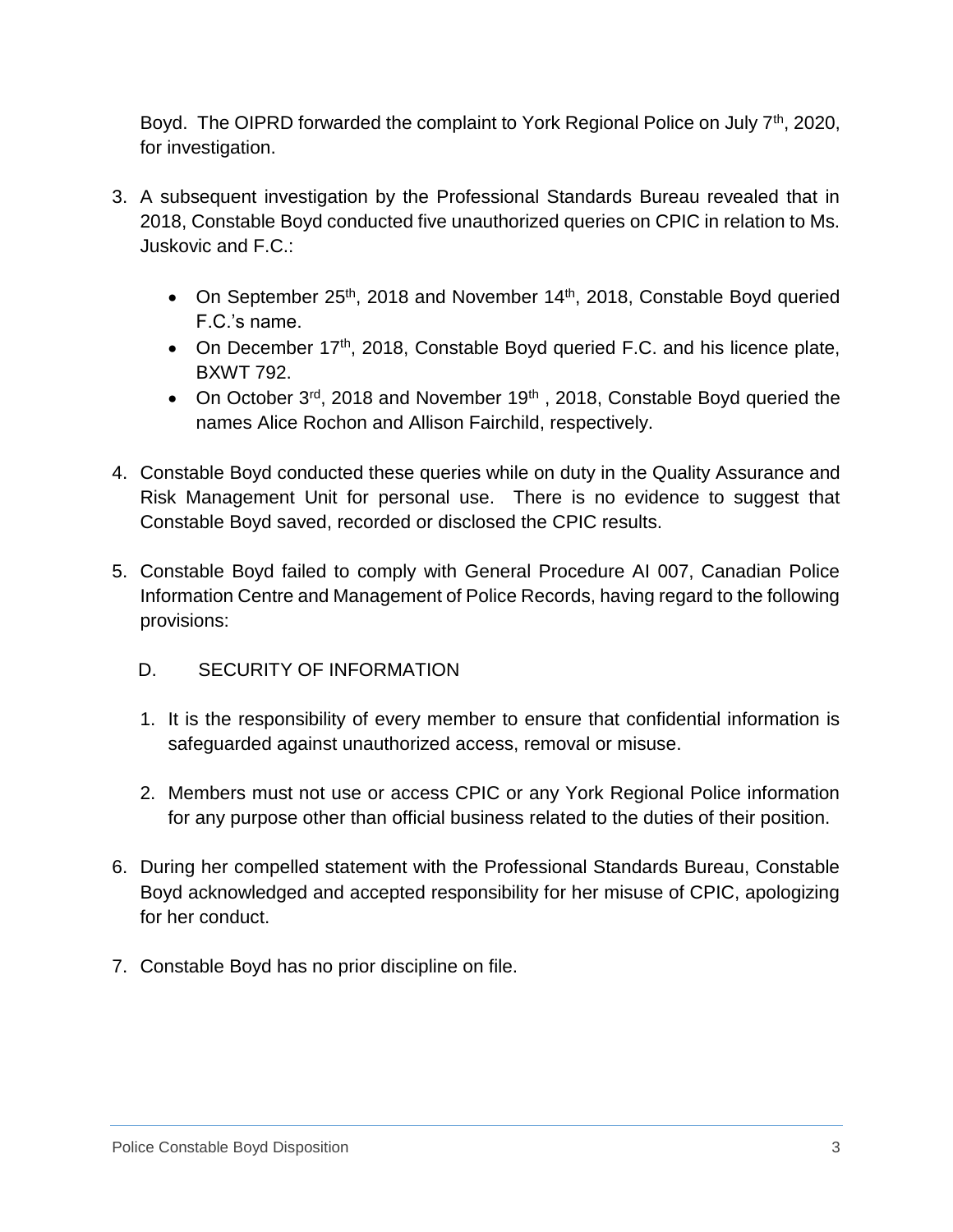Boyd. The OIPRD forwarded the complaint to York Regional Police on July 7th, 2020, for investigation.

3. A subsequent investigation by the Professional Standards Bureau revealed that in 2018, Constable Boyd conducted five unauthorized queries on CPIC in relation to Ms. Juskovic and F.C.:

   - On September 25th, 2018 and November 14th, 2018, Constable Boyd queried F.C.'s name.
   - On December 17th, 2018, Constable Boyd queried F.C. and his licence plate, BXWT 792.
   - On October 3rd, 2018 and November 19th , 2018, Constable Boyd queried the names Alice Rochon and Allison Fairchild, respectively.

4. Constable Boyd conducted these queries while on duty in the Quality Assurance and Risk Management Unit for personal use. There is no evidence to suggest that Constable Boyd saved, recorded or disclosed the CPIC results.

5. Constable Boyd failed to comply with General Procedure AI 007, Canadian Police Information Centre and Management of Police Records, having regard to the following provisions:

   D. SECURITY OF INFORMATION

   1. It is the responsibility of every member to ensure that confidential information is safeguarded against unauthorized access, removal or misuse.

   2. Members must not use or access CPIC or any York Regional Police information for any purpose other than official business related to the duties of their position.

6. During her compelled statement with the Professional Standards Bureau, Constable Boyd acknowledged and accepted responsibility for her misuse of CPIC, apologizing for her conduct.

7. Constable Boyd has no prior discipline on file.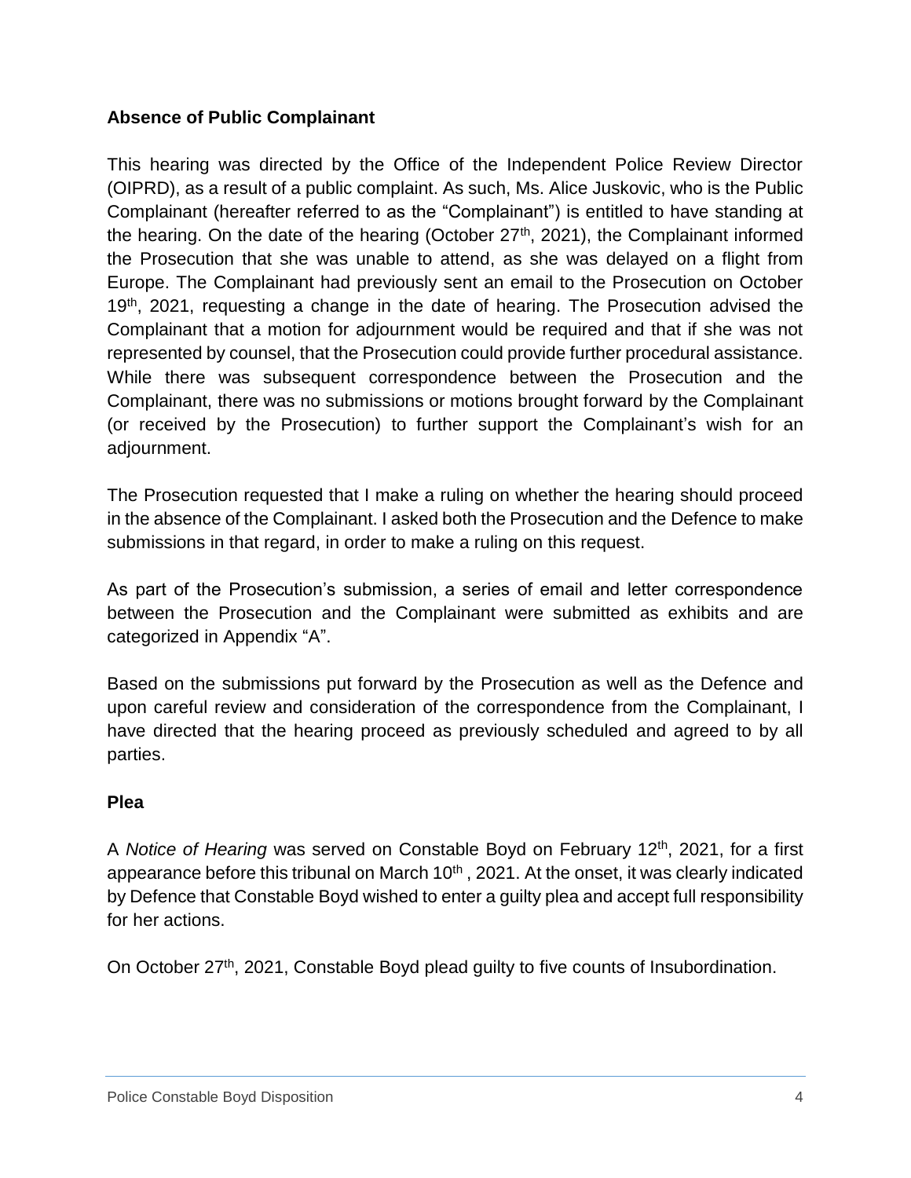**Absence of Public Complainant**

This hearing was directed by the Office of the Independent Police Review Director (OIPRD), as a result of a public complaint. As such, Ms. Alice Juskovic, who is the Public Complainant (hereafter referred to as the "Complainant") is entitled to have standing at the hearing. On the date of the hearing (October 27th, 2021), the Complainant informed the Prosecution that she was unable to attend, as she was delayed on a flight from Europe. The Complainant had previously sent an email to the Prosecution on October 19th, 2021, requesting a change in the date of hearing. The Prosecution advised the Complainant that a motion for adjournment would be required and that if she was not represented by counsel, that the Prosecution could provide further procedural assistance. While there was subsequent correspondence between the Prosecution and the Complainant, there was no submissions or motions brought forward by the Complainant (or received by the Prosecution) to further support the Complainant's wish for an adjournment.

The Prosecution requested that I make a ruling on whether the hearing should proceed in the absence of the Complainant. I asked both the Prosecution and the Defence to make submissions in that regard, in order to make a ruling on this request.

As part of the Prosecution's submission, a series of email and letter correspondence between the Prosecution and the Complainant were submitted as exhibits and are categorized in Appendix "A".

Based on the submissions put forward by the Prosecution as well as the Defence and upon careful review and consideration of the correspondence from the Complainant, I have directed that the hearing proceed as previously scheduled and agreed to by all parties.

**Plea**

A *Notice of Hearing* was served on Constable Boyd on February 12th, 2021, for a first appearance before this tribunal on March 10th , 2021. At the onset, it was clearly indicated by Defence that Constable Boyd wished to enter a guilty plea and accept full responsibility for her actions.

On October 27th, 2021, Constable Boyd plead guilty to five counts of Insubordination.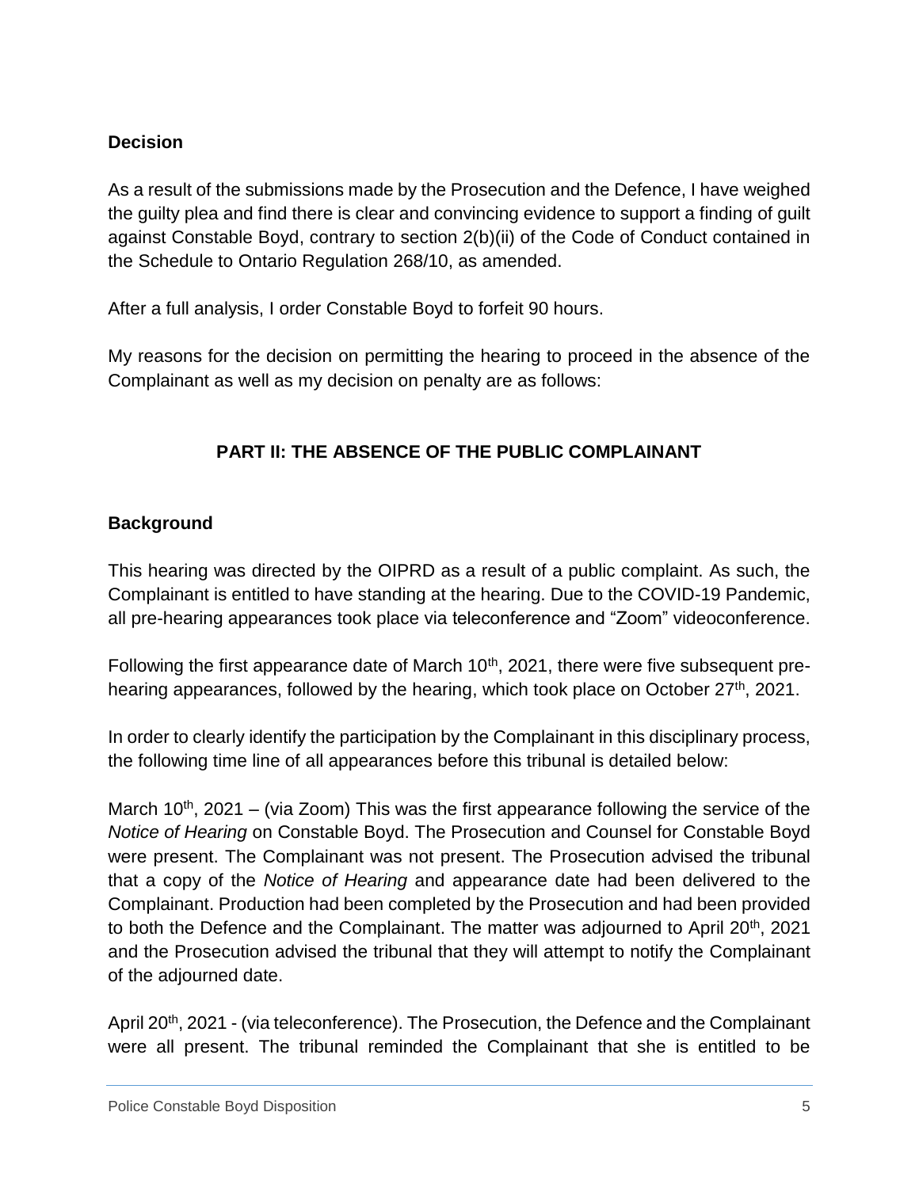## Decision

As a result of the submissions made by the Prosecution and the Defence, I have weighed the guilty plea and find there is clear and convincing evidence to support a finding of guilt against Constable Boyd, contrary to section 2(b)(ii) of the Code of Conduct contained in the Schedule to Ontario Regulation 268/10, as amended.

After a full analysis, I order Constable Boyd to forfeit 90 hours.

My reasons for the decision on permitting the hearing to proceed in the absence of the Complainant as well as my decision on penalty are as follows:

## PART II: THE ABSENCE OF THE PUBLIC COMPLAINANT

## Background

This hearing was directed by the OIPRD as a result of a public complaint. As such, the Complainant is entitled to have standing at the hearing. Due to the COVID-19 Pandemic, all pre-hearing appearances took place via teleconference and "Zoom" videoconference.

Following the first appearance date of March 10th, 2021, there were five subsequent pre-hearing appearances, followed by the hearing, which took place on October 27th, 2021.

In order to clearly identify the participation by the Complainant in this disciplinary process, the following time line of all appearances before this tribunal is detailed below:

March 10th, 2021 – (via Zoom) This was the first appearance following the service of the *Notice of Hearing* on Constable Boyd. The Prosecution and Counsel for Constable Boyd were present. The Complainant was not present. The Prosecution advised the tribunal that a copy of the *Notice of Hearing* and appearance date had been delivered to the Complainant. Production had been completed by the Prosecution and had been provided to both the Defence and the Complainant. The matter was adjourned to April 20th, 2021 and the Prosecution advised the tribunal that they will attempt to notify the Complainant of the adjourned date.

April 20th, 2021 - (via teleconference). The Prosecution, the Defence and the Complainant were all present. The tribunal reminded the Complainant that she is entitled to be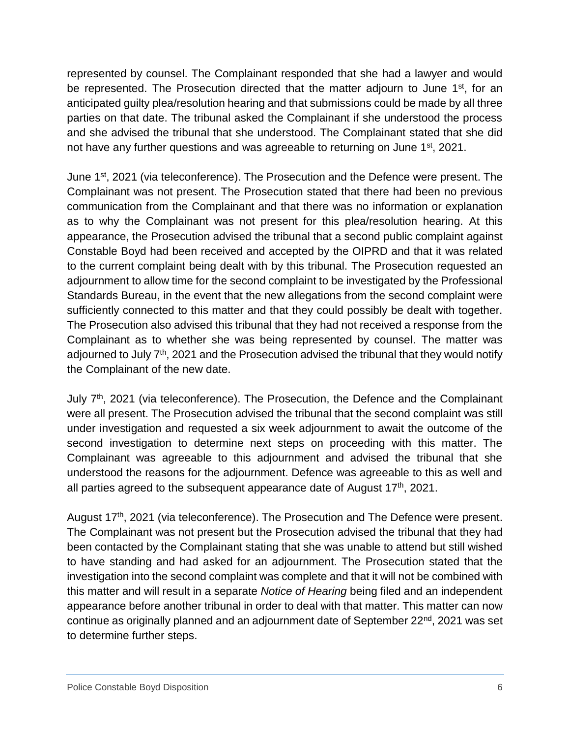represented by counsel. The Complainant responded that she had a lawyer and would be represented. The Prosecution directed that the matter adjourn to June 1st, for an anticipated guilty plea/resolution hearing and that submissions could be made by all three parties on that date. The tribunal asked the Complainant if she understood the process and she advised the tribunal that she understood. The Complainant stated that she did not have any further questions and was agreeable to returning on June 1st, 2021.

June 1st, 2021 (via teleconference). The Prosecution and the Defence were present. The Complainant was not present. The Prosecution stated that there had been no previous communication from the Complainant and that there was no information or explanation as to why the Complainant was not present for this plea/resolution hearing. At this appearance, the Prosecution advised the tribunal that a second public complaint against Constable Boyd had been received and accepted by the OIPRD and that it was related to the current complaint being dealt with by this tribunal. The Prosecution requested an adjournment to allow time for the second complaint to be investigated by the Professional Standards Bureau, in the event that the new allegations from the second complaint were sufficiently connected to this matter and that they could possibly be dealt with together. The Prosecution also advised this tribunal that they had not received a response from the Complainant as to whether she was being represented by counsel. The matter was adjourned to July 7th, 2021 and the Prosecution advised the tribunal that they would notify the Complainant of the new date.

July 7th, 2021 (via teleconference). The Prosecution, the Defence and the Complainant were all present. The Prosecution advised the tribunal that the second complaint was still under investigation and requested a six week adjournment to await the outcome of the second investigation to determine next steps on proceeding with this matter. The Complainant was agreeable to this adjournment and advised the tribunal that she understood the reasons for the adjournment. Defence was agreeable to this as well and all parties agreed to the subsequent appearance date of August 17th, 2021.

August 17th, 2021 (via teleconference). The Prosecution and The Defence were present. The Complainant was not present but the Prosecution advised the tribunal that they had been contacted by the Complainant stating that she was unable to attend but still wished to have standing and had asked for an adjournment. The Prosecution stated that the investigation into the second complaint was complete and that it will not be combined with this matter and will result in a separate *Notice of Hearing* being filed and an independent appearance before another tribunal in order to deal with that matter. This matter can now continue as originally planned and an adjournment date of September 22nd, 2021 was set to determine further steps.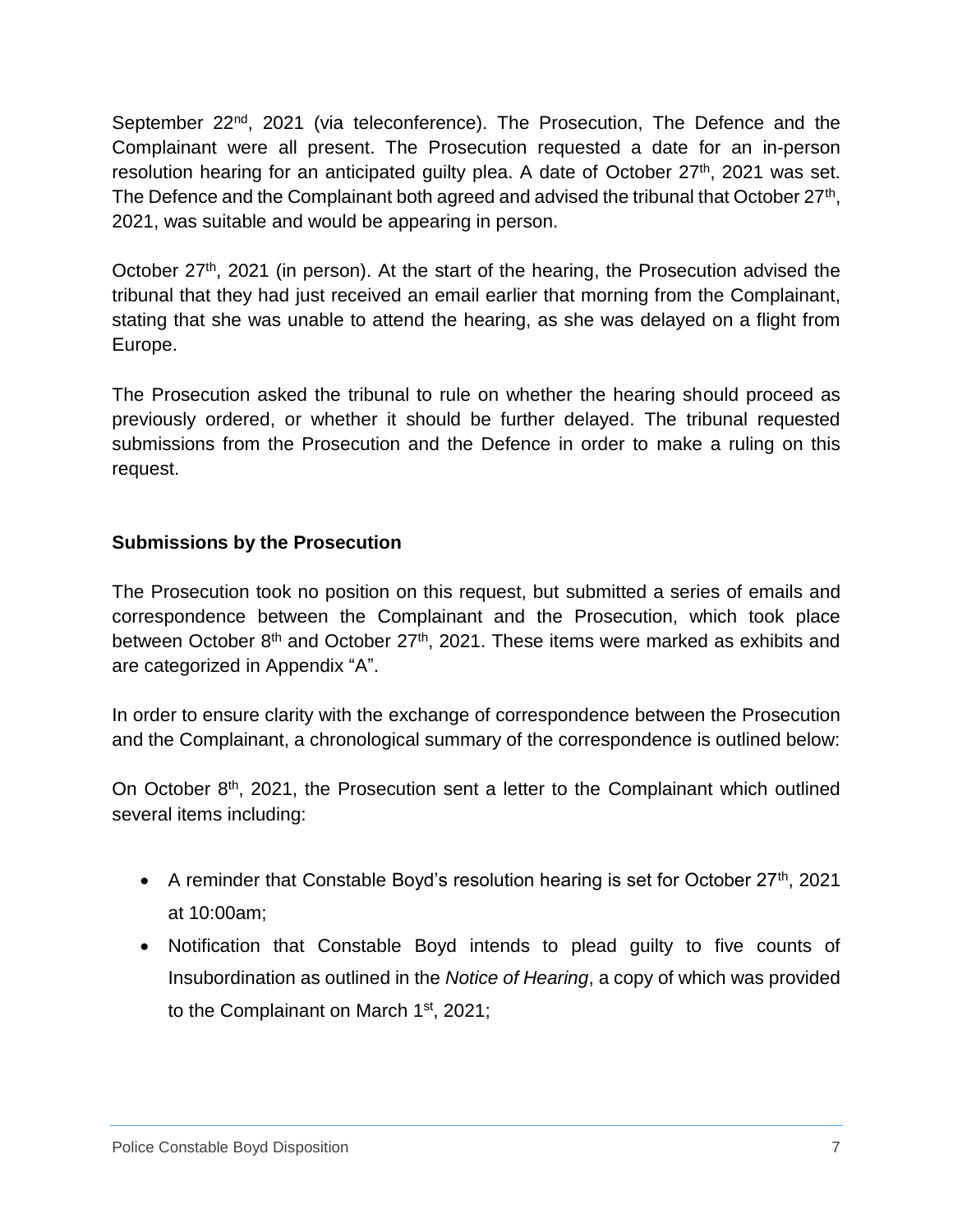September 22nd, 2021 (via teleconference). The Prosecution, The Defence and the Complainant were all present. The Prosecution requested a date for an in-person resolution hearing for an anticipated guilty plea. A date of October 27th, 2021 was set. The Defence and the Complainant both agreed and advised the tribunal that October 27th, 2021, was suitable and would be appearing in person.

October 27th, 2021 (in person). At the start of the hearing, the Prosecution advised the tribunal that they had just received an email earlier that morning from the Complainant, stating that she was unable to attend the hearing, as she was delayed on a flight from Europe.

The Prosecution asked the tribunal to rule on whether the hearing should proceed as previously ordered, or whether it should be further delayed. The tribunal requested submissions from the Prosecution and the Defence in order to make a ruling on this request.

**Submissions by the Prosecution**

The Prosecution took no position on this request, but submitted a series of emails and correspondence between the Complainant and the Prosecution, which took place between October 8th and October 27th, 2021. These items were marked as exhibits and are categorized in Appendix "A".

In order to ensure clarity with the exchange of correspondence between the Prosecution and the Complainant, a chronological summary of the correspondence is outlined below:

On October 8th, 2021, the Prosecution sent a letter to the Complainant which outlined several items including:

- A reminder that Constable Boyd's resolution hearing is set for October 27th, 2021 at 10:00am;
- Notification that Constable Boyd intends to plead guilty to five counts of Insubordination as outlined in the *Notice of Hearing*, a copy of which was provided to the Complainant on March 1st, 2021;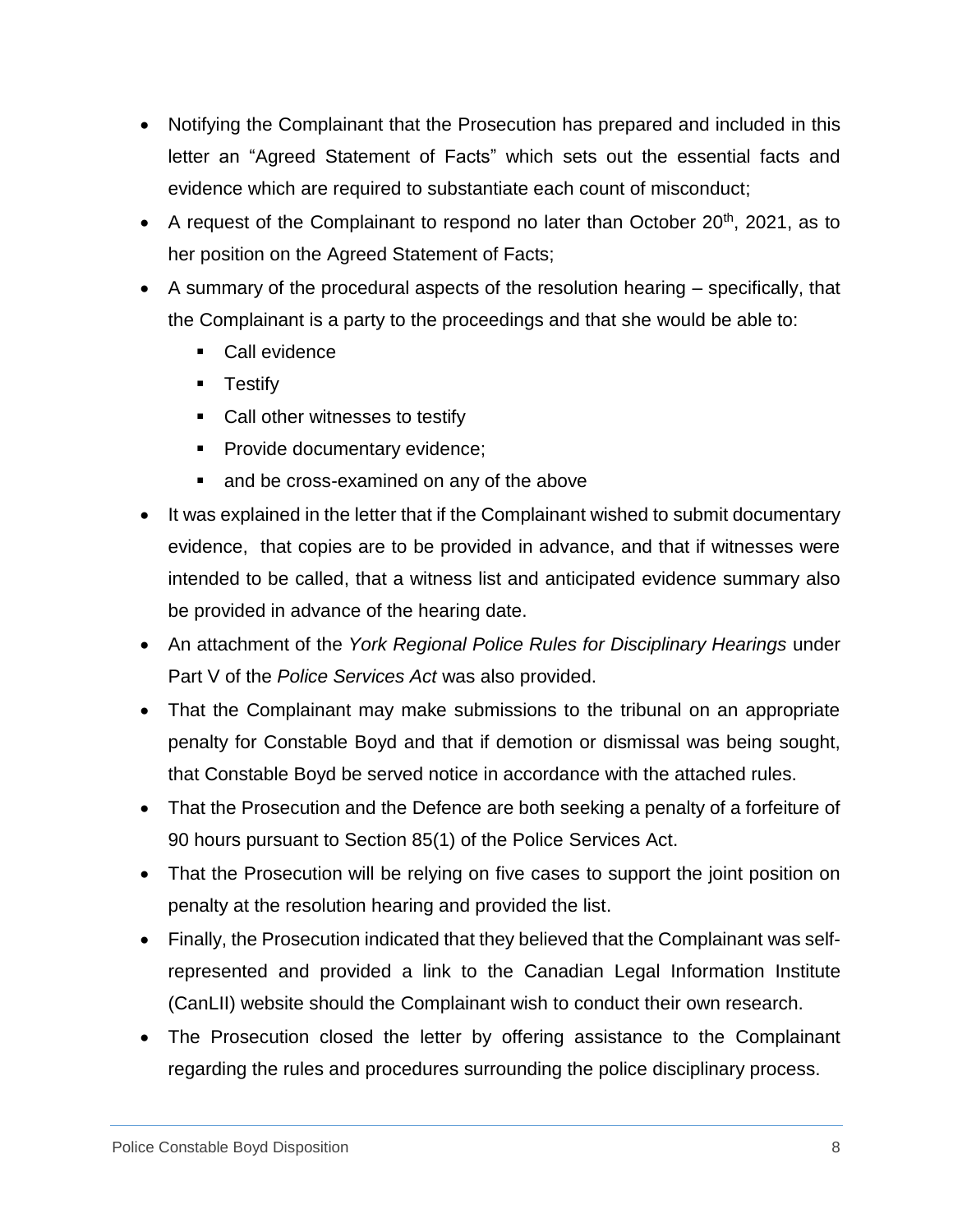- Notifying the Complainant that the Prosecution has prepared and included in this letter an "Agreed Statement of Facts" which sets out the essential facts and evidence which are required to substantiate each count of misconduct;
- A request of the Complainant to respond no later than October 20th, 2021, as to her position on the Agreed Statement of Facts;
- A summary of the procedural aspects of the resolution hearing – specifically, that the Complainant is a party to the proceedings and that she would be able to:
  - Call evidence
  - Testify
  - Call other witnesses to testify
  - Provide documentary evidence;
  - and be cross-examined on any of the above
- It was explained in the letter that if the Complainant wished to submit documentary evidence, that copies are to be provided in advance, and that if witnesses were intended to be called, that a witness list and anticipated evidence summary also be provided in advance of the hearing date.
- An attachment of the *York Regional Police Rules for Disciplinary Hearings* under Part V of the *Police Services Act* was also provided.
- That the Complainant may make submissions to the tribunal on an appropriate penalty for Constable Boyd and that if demotion or dismissal was being sought, that Constable Boyd be served notice in accordance with the attached rules.
- That the Prosecution and the Defence are both seeking a penalty of a forfeiture of 90 hours pursuant to Section 85(1) of the Police Services Act.
- That the Prosecution will be relying on five cases to support the joint position on penalty at the resolution hearing and provided the list.
- Finally, the Prosecution indicated that they believed that the Complainant was self-represented and provided a link to the Canadian Legal Information Institute (CanLII) website should the Complainant wish to conduct their own research.
- The Prosecution closed the letter by offering assistance to the Complainant regarding the rules and procedures surrounding the police disciplinary process.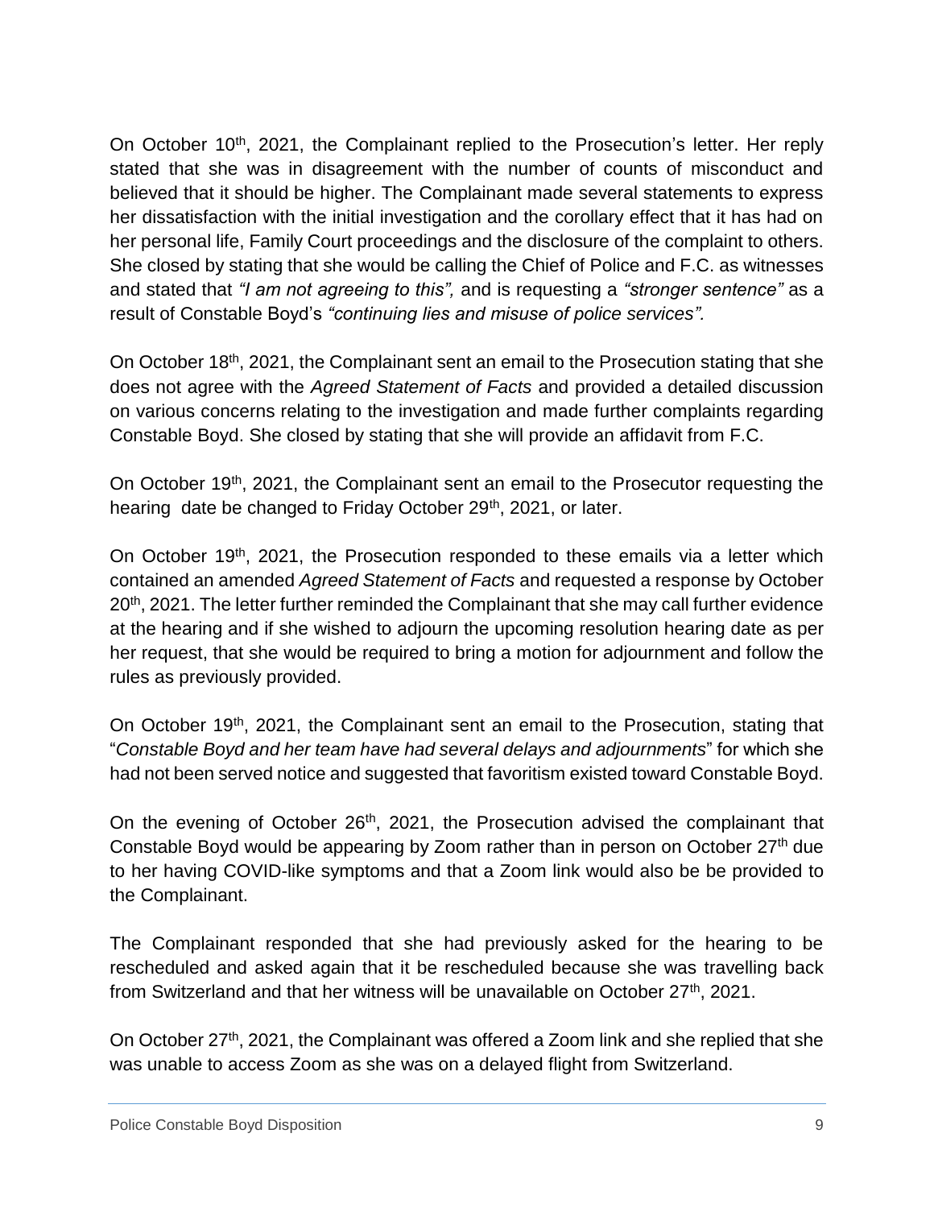On October 10th, 2021, the Complainant replied to the Prosecution's letter. Her reply stated that she was in disagreement with the number of counts of misconduct and believed that it should be higher. The Complainant made several statements to express her dissatisfaction with the initial investigation and the corollary effect that it has had on her personal life, Family Court proceedings and the disclosure of the complaint to others. She closed by stating that she would be calling the Chief of Police and F.C. as witnesses and stated that *"I am not agreeing to this",* and is requesting a *"stronger sentence"* as a result of Constable Boyd's *"continuing lies and misuse of police services".*

On October 18th, 2021, the Complainant sent an email to the Prosecution stating that she does not agree with the *Agreed Statement of Facts* and provided a detailed discussion on various concerns relating to the investigation and made further complaints regarding Constable Boyd. She closed by stating that she will provide an affidavit from F.C.

On October 19th, 2021, the Complainant sent an email to the Prosecutor requesting the hearing date be changed to Friday October 29th, 2021, or later.

On October 19th, 2021, the Prosecution responded to these emails via a letter which contained an amended *Agreed Statement of Facts* and requested a response by October 20th, 2021. The letter further reminded the Complainant that she may call further evidence at the hearing and if she wished to adjourn the upcoming resolution hearing date as per her request, that she would be required to bring a motion for adjournment and follow the rules as previously provided.

On October 19th, 2021, the Complainant sent an email to the Prosecution, stating that "*Constable Boyd and her team have had several delays and adjournments*" for which she had not been served notice and suggested that favoritism existed toward Constable Boyd.

On the evening of October 26th, 2021, the Prosecution advised the complainant that Constable Boyd would be appearing by Zoom rather than in person on October 27th due to her having COVID-like symptoms and that a Zoom link would also be be provided to the Complainant.

The Complainant responded that she had previously asked for the hearing to be rescheduled and asked again that it be rescheduled because she was travelling back from Switzerland and that her witness will be unavailable on October 27th, 2021.

On October 27th, 2021, the Complainant was offered a Zoom link and she replied that she was unable to access Zoom as she was on a delayed flight from Switzerland.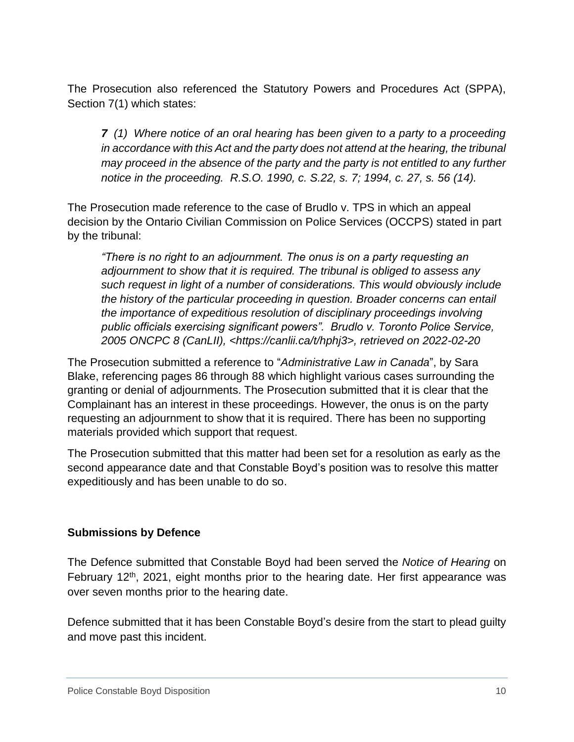The Prosecution also referenced the Statutory Powers and Procedures Act (SPPA), Section 7(1) which states:

> ***7*** *(1) Where notice of an oral hearing has been given to a party to a proceeding in accordance with this Act and the party does not attend at the hearing, the tribunal may proceed in the absence of the party and the party is not entitled to any further notice in the proceeding. R.S.O. 1990, c. S.22, s. 7; 1994, c. 27, s. 56 (14).*

The Prosecution made reference to the case of Brudlo v. TPS in which an appeal decision by the Ontario Civilian Commission on Police Services (OCCPS) stated in part by the tribunal:

> *"There is no right to an adjournment. The onus is on a party requesting an adjournment to show that it is required. The tribunal is obliged to assess any such request in light of a number of considerations. This would obviously include the history of the particular proceeding in question. Broader concerns can entail the importance of expeditious resolution of disciplinary proceedings involving public officials exercising significant powers". Brudlo v. Toronto Police Service, 2005 ONCPC 8 (CanLII), <https://canlii.ca/t/hphj3>, retrieved on 2022-02-20*

The Prosecution submitted a reference to "*Administrative Law in Canada*", by Sara Blake, referencing pages 86 through 88 which highlight various cases surrounding the granting or denial of adjournments. The Prosecution submitted that it is clear that the Complainant has an interest in these proceedings. However, the onus is on the party requesting an adjournment to show that it is required. There has been no supporting materials provided which support that request.

The Prosecution submitted that this matter had been set for a resolution as early as the second appearance date and that Constable Boyd's position was to resolve this matter expeditiously and has been unable to do so.

## Submissions by Defence

The Defence submitted that Constable Boyd had been served the *Notice of Hearing* on February 12th, 2021, eight months prior to the hearing date. Her first appearance was over seven months prior to the hearing date.

Defence submitted that it has been Constable Boyd's desire from the start to plead guilty and move past this incident.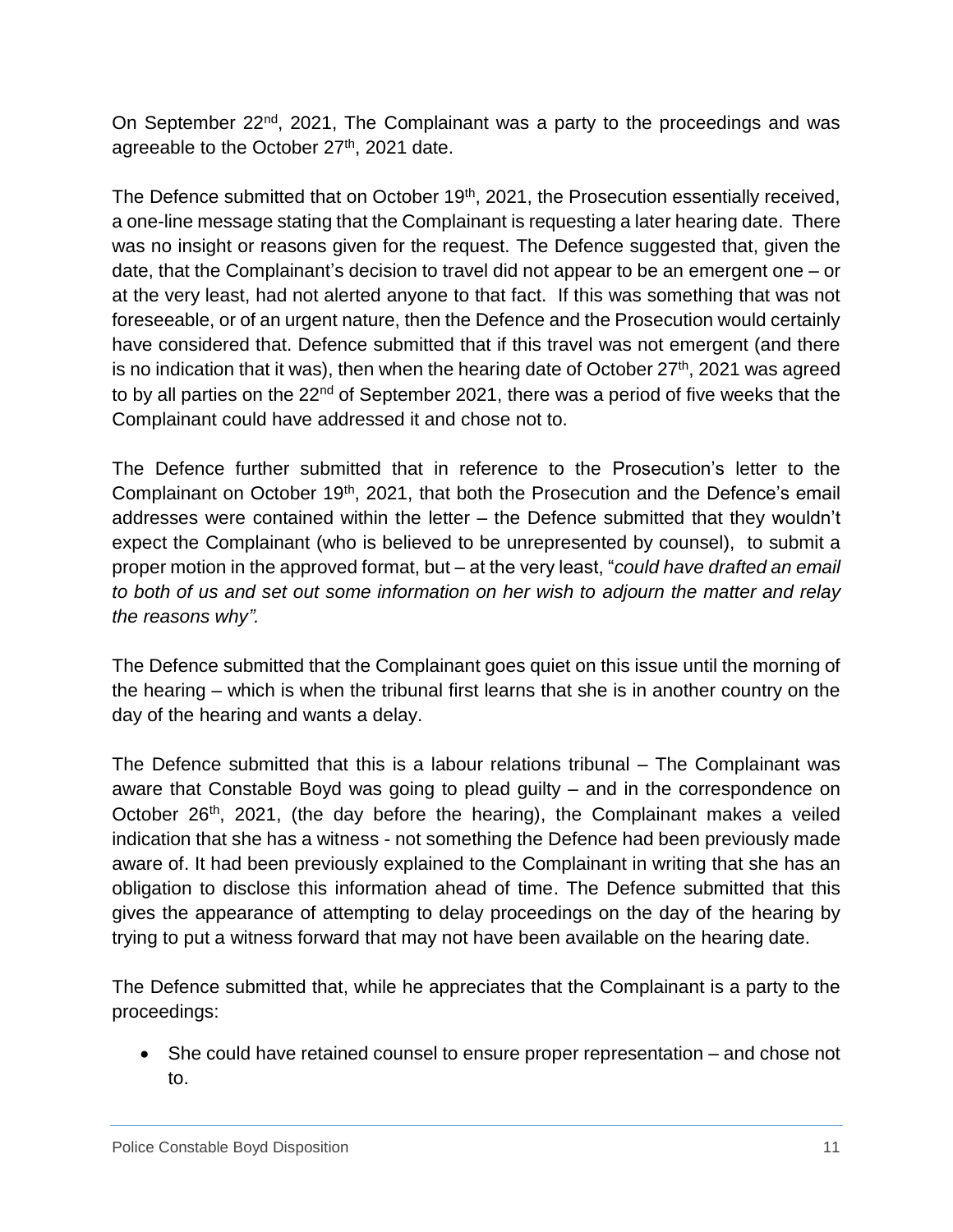On September 22nd, 2021, The Complainant was a party to the proceedings and was agreeable to the October 27th, 2021 date.

The Defence submitted that on October 19th, 2021, the Prosecution essentially received, a one-line message stating that the Complainant is requesting a later hearing date. There was no insight or reasons given for the request. The Defence suggested that, given the date, that the Complainant's decision to travel did not appear to be an emergent one – or at the very least, had not alerted anyone to that fact. If this was something that was not foreseeable, or of an urgent nature, then the Defence and the Prosecution would certainly have considered that. Defence submitted that if this travel was not emergent (and there is no indication that it was), then when the hearing date of October 27th, 2021 was agreed to by all parties on the 22nd of September 2021, there was a period of five weeks that the Complainant could have addressed it and chose not to.

The Defence further submitted that in reference to the Prosecution's letter to the Complainant on October 19th, 2021, that both the Prosecution and the Defence's email addresses were contained within the letter – the Defence submitted that they wouldn't expect the Complainant (who is believed to be unrepresented by counsel), to submit a proper motion in the approved format, but – at the very least, "*could have drafted an email to both of us and set out some information on her wish to adjourn the matter and relay the reasons why".*

The Defence submitted that the Complainant goes quiet on this issue until the morning of the hearing – which is when the tribunal first learns that she is in another country on the day of the hearing and wants a delay.

The Defence submitted that this is a labour relations tribunal – The Complainant was aware that Constable Boyd was going to plead guilty – and in the correspondence on October 26th, 2021, (the day before the hearing), the Complainant makes a veiled indication that she has a witness - not something the Defence had been previously made aware of. It had been previously explained to the Complainant in writing that she has an obligation to disclose this information ahead of time. The Defence submitted that this gives the appearance of attempting to delay proceedings on the day of the hearing by trying to put a witness forward that may not have been available on the hearing date.

The Defence submitted that, while he appreciates that the Complainant is a party to the proceedings:

- She could have retained counsel to ensure proper representation – and chose not to.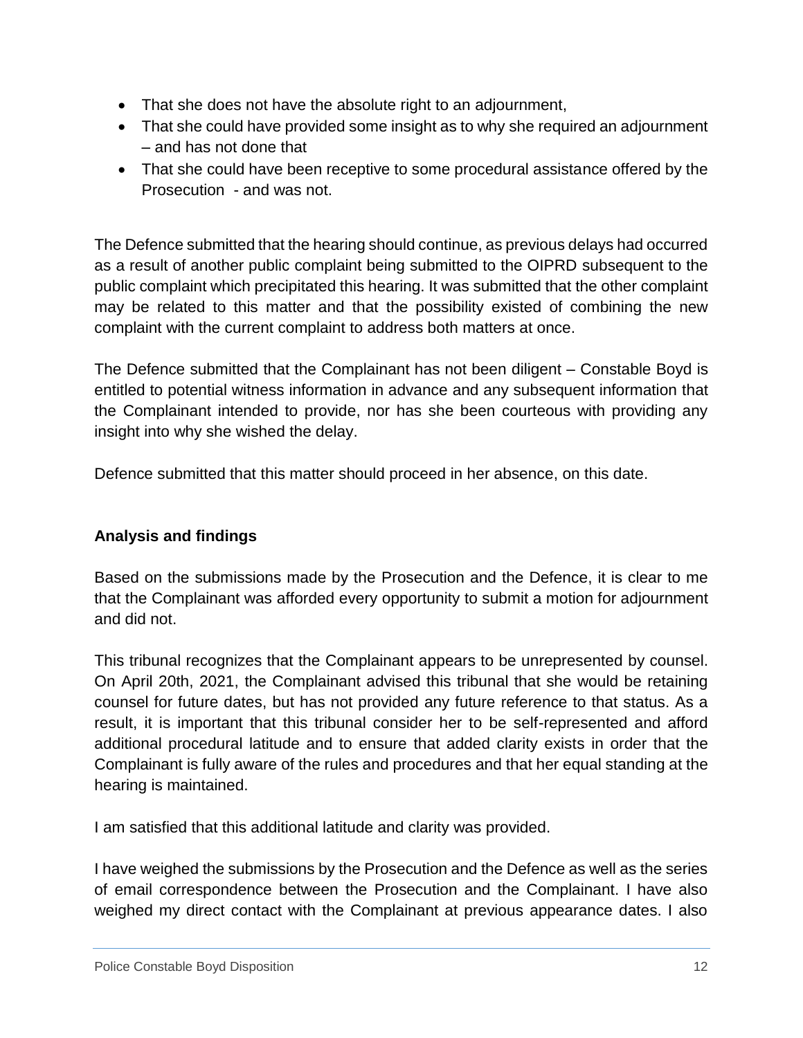- That she does not have the absolute right to an adjournment,
- That she could have provided some insight as to why she required an adjournment – and has not done that
- That she could have been receptive to some procedural assistance offered by the Prosecution - and was not.

The Defence submitted that the hearing should continue, as previous delays had occurred as a result of another public complaint being submitted to the OIPRD subsequent to the public complaint which precipitated this hearing. It was submitted that the other complaint may be related to this matter and that the possibility existed of combining the new complaint with the current complaint to address both matters at once.

The Defence submitted that the Complainant has not been diligent – Constable Boyd is entitled to potential witness information in advance and any subsequent information that the Complainant intended to provide, nor has she been courteous with providing any insight into why she wished the delay.

Defence submitted that this matter should proceed in her absence, on this date.

**Analysis and findings**

Based on the submissions made by the Prosecution and the Defence, it is clear to me that the Complainant was afforded every opportunity to submit a motion for adjournment and did not.

This tribunal recognizes that the Complainant appears to be unrepresented by counsel. On April 20th, 2021, the Complainant advised this tribunal that she would be retaining counsel for future dates, but has not provided any future reference to that status. As a result, it is important that this tribunal consider her to be self-represented and afford additional procedural latitude and to ensure that added clarity exists in order that the Complainant is fully aware of the rules and procedures and that her equal standing at the hearing is maintained.

I am satisfied that this additional latitude and clarity was provided.

I have weighed the submissions by the Prosecution and the Defence as well as the series of email correspondence between the Prosecution and the Complainant. I have also weighed my direct contact with the Complainant at previous appearance dates. I also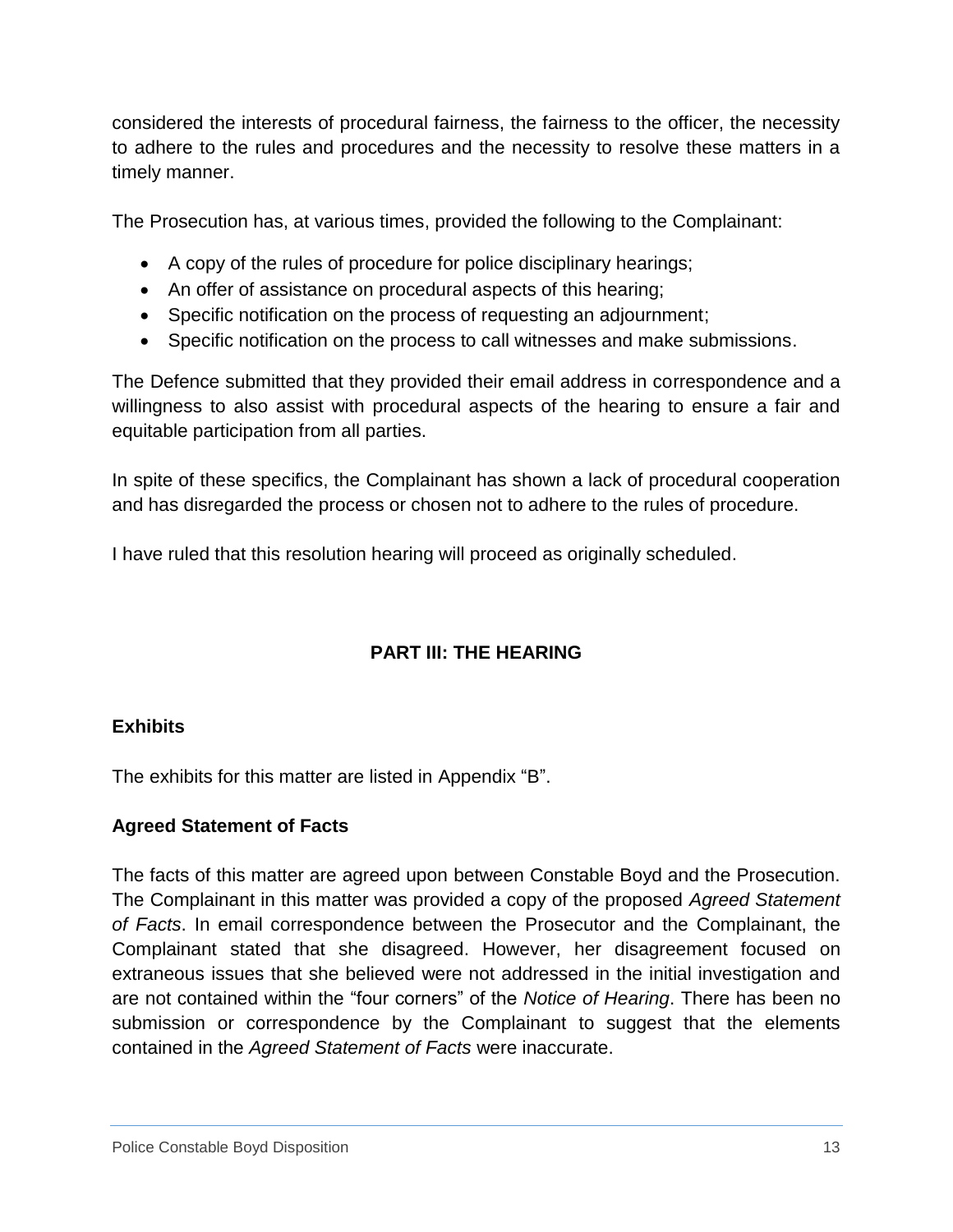considered the interests of procedural fairness, the fairness to the officer, the necessity to adhere to the rules and procedures and the necessity to resolve these matters in a timely manner.

The Prosecution has, at various times, provided the following to the Complainant:

- A copy of the rules of procedure for police disciplinary hearings;
- An offer of assistance on procedural aspects of this hearing;
- Specific notification on the process of requesting an adjournment;
- Specific notification on the process to call witnesses and make submissions.

The Defence submitted that they provided their email address in correspondence and a willingness to also assist with procedural aspects of the hearing to ensure a fair and equitable participation from all parties.

In spite of these specifics, the Complainant has shown a lack of procedural cooperation and has disregarded the process or chosen not to adhere to the rules of procedure.

I have ruled that this resolution hearing will proceed as originally scheduled.

## PART III: THE HEARING

### Exhibits

The exhibits for this matter are listed in Appendix "B".

### Agreed Statement of Facts

The facts of this matter are agreed upon between Constable Boyd and the Prosecution. The Complainant in this matter was provided a copy of the proposed *Agreed Statement of Facts*. In email correspondence between the Prosecutor and the Complainant, the Complainant stated that she disagreed. However, her disagreement focused on extraneous issues that she believed were not addressed in the initial investigation and are not contained within the "four corners" of the *Notice of Hearing*. There has been no submission or correspondence by the Complainant to suggest that the elements contained in the *Agreed Statement of Facts* were inaccurate.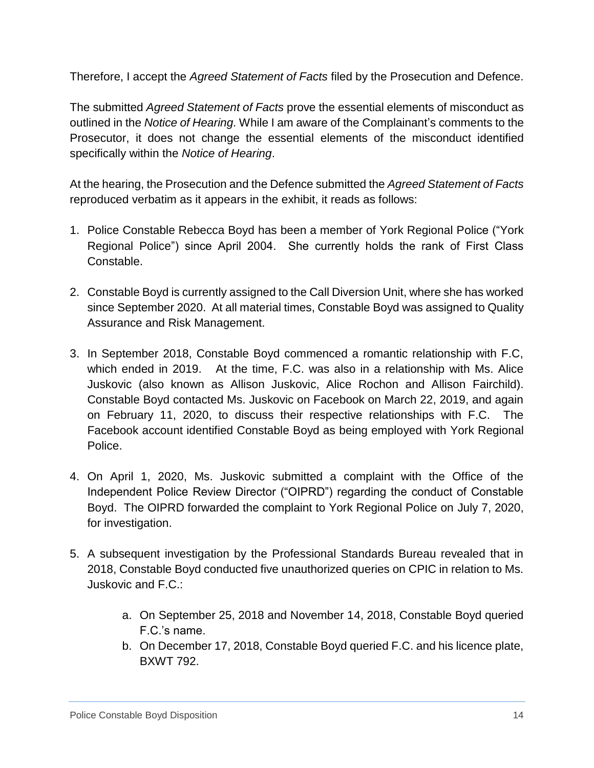Therefore, I accept the *Agreed Statement of Facts* filed by the Prosecution and Defence.

The submitted *Agreed Statement of Facts* prove the essential elements of misconduct as outlined in the *Notice of Hearing.* While I am aware of the Complainant's comments to the Prosecutor, it does not change the essential elements of the misconduct identified specifically within the *Notice of Hearing*.

At the hearing, the Prosecution and the Defence submitted the *Agreed Statement of Facts* reproduced verbatim as it appears in the exhibit, it reads as follows:

1. Police Constable Rebecca Boyd has been a member of York Regional Police ("York Regional Police") since April 2004. She currently holds the rank of First Class Constable.

2. Constable Boyd is currently assigned to the Call Diversion Unit, where she has worked since September 2020. At all material times, Constable Boyd was assigned to Quality Assurance and Risk Management.

3. In September 2018, Constable Boyd commenced a romantic relationship with F.C, which ended in 2019. At the time, F.C. was also in a relationship with Ms. Alice Juskovic (also known as Allison Juskovic, Alice Rochon and Allison Fairchild). Constable Boyd contacted Ms. Juskovic on Facebook on March 22, 2019, and again on February 11, 2020, to discuss their respective relationships with F.C. The Facebook account identified Constable Boyd as being employed with York Regional Police.

4. On April 1, 2020, Ms. Juskovic submitted a complaint with the Office of the Independent Police Review Director ("OIPRD") regarding the conduct of Constable Boyd. The OIPRD forwarded the complaint to York Regional Police on July 7, 2020, for investigation.

5. A subsequent investigation by the Professional Standards Bureau revealed that in 2018, Constable Boyd conducted five unauthorized queries on CPIC in relation to Ms. Juskovic and F.C.:

    a. On September 25, 2018 and November 14, 2018, Constable Boyd queried F.C.'s name.

    b. On December 17, 2018, Constable Boyd queried F.C. and his licence plate, BXWT 792.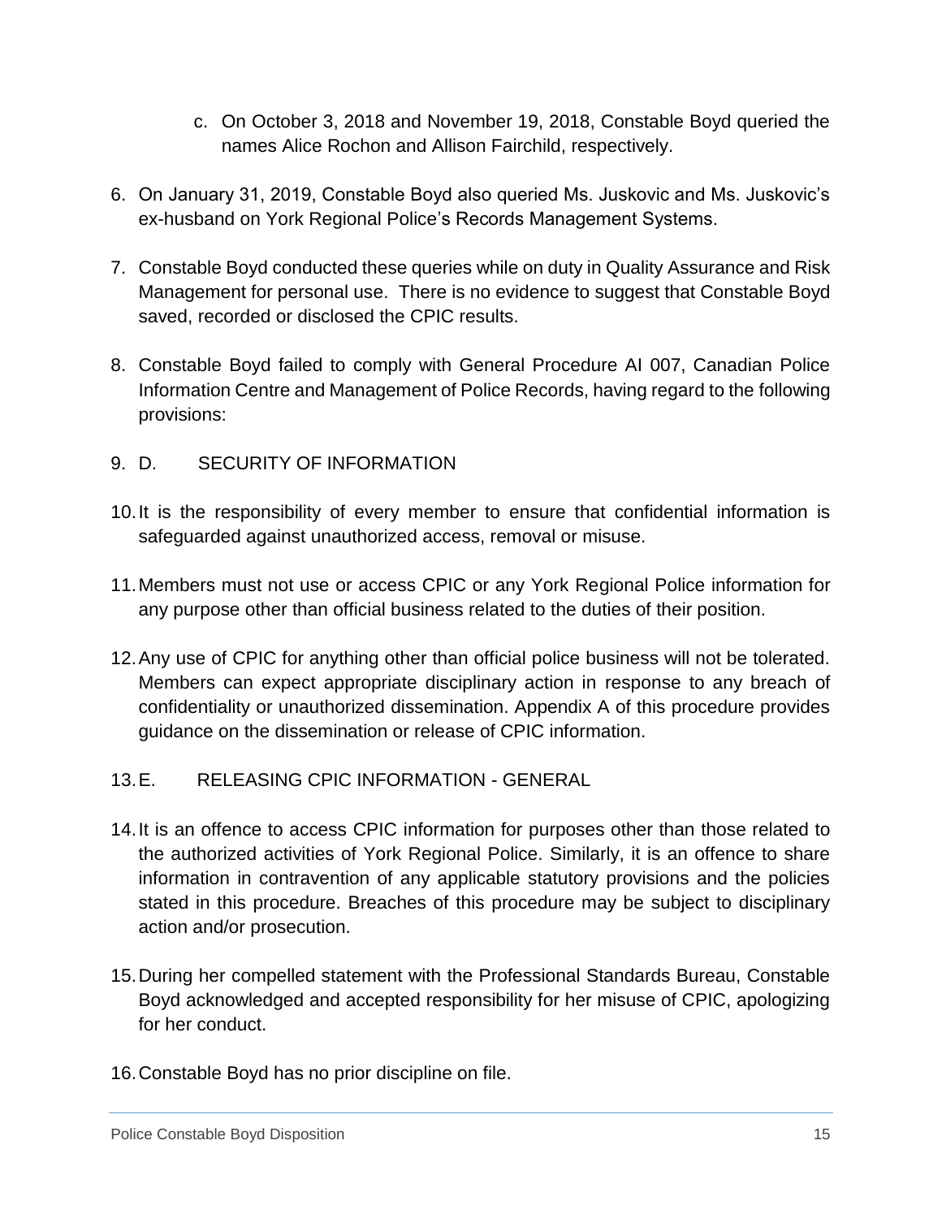c. On October 3, 2018 and November 19, 2018, Constable Boyd queried the names Alice Rochon and Allison Fairchild, respectively.

6. On January 31, 2019, Constable Boyd also queried Ms. Juskovic and Ms. Juskovic's ex-husband on York Regional Police's Records Management Systems.

7. Constable Boyd conducted these queries while on duty in Quality Assurance and Risk Management for personal use. There is no evidence to suggest that Constable Boyd saved, recorded or disclosed the CPIC results.

8. Constable Boyd failed to comply with General Procedure AI 007, Canadian Police Information Centre and Management of Police Records, having regard to the following provisions:

9. D. SECURITY OF INFORMATION

10. It is the responsibility of every member to ensure that confidential information is safeguarded against unauthorized access, removal or misuse.

11. Members must not use or access CPIC or any York Regional Police information for any purpose other than official business related to the duties of their position.

12. Any use of CPIC for anything other than official police business will not be tolerated. Members can expect appropriate disciplinary action in response to any breach of confidentiality or unauthorized dissemination. Appendix A of this procedure provides guidance on the dissemination or release of CPIC information.

13. E. RELEASING CPIC INFORMATION - GENERAL

14. It is an offence to access CPIC information for purposes other than those related to the authorized activities of York Regional Police. Similarly, it is an offence to share information in contravention of any applicable statutory provisions and the policies stated in this procedure. Breaches of this procedure may be subject to disciplinary action and/or prosecution.

15. During her compelled statement with the Professional Standards Bureau, Constable Boyd acknowledged and accepted responsibility for her misuse of CPIC, apologizing for her conduct.

16. Constable Boyd has no prior discipline on file.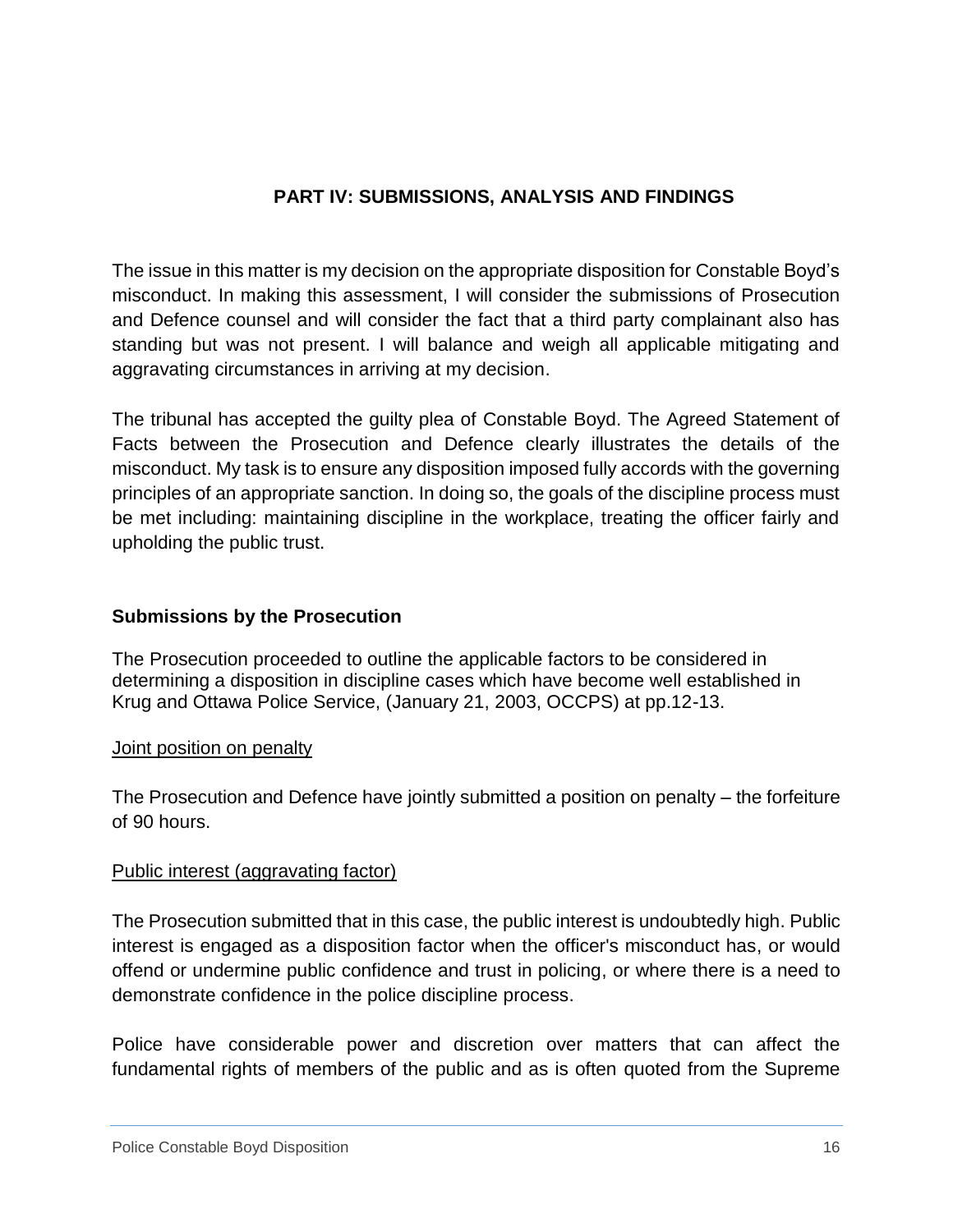## PART IV: SUBMISSIONS, ANALYSIS AND FINDINGS

The issue in this matter is my decision on the appropriate disposition for Constable Boyd's misconduct. In making this assessment, I will consider the submissions of Prosecution and Defence counsel and will consider the fact that a third party complainant also has standing but was not present. I will balance and weigh all applicable mitigating and aggravating circumstances in arriving at my decision.

The tribunal has accepted the guilty plea of Constable Boyd. The Agreed Statement of Facts between the Prosecution and Defence clearly illustrates the details of the misconduct. My task is to ensure any disposition imposed fully accords with the governing principles of an appropriate sanction. In doing so, the goals of the discipline process must be met including: maintaining discipline in the workplace, treating the officer fairly and upholding the public trust.

### Submissions by the Prosecution

The Prosecution proceeded to outline the applicable factors to be considered in determining a disposition in discipline cases which have become well established in Krug and Ottawa Police Service, (January 21, 2003, OCCPS) at pp.12-13.

<u>Joint position on penalty</u>

The Prosecution and Defence have jointly submitted a position on penalty – the forfeiture of 90 hours.

<u>Public interest (aggravating factor)</u>

The Prosecution submitted that in this case, the public interest is undoubtedly high. Public interest is engaged as a disposition factor when the officer's misconduct has, or would offend or undermine public confidence and trust in policing, or where there is a need to demonstrate confidence in the police discipline process.

Police have considerable power and discretion over matters that can affect the fundamental rights of members of the public and as is often quoted from the Supreme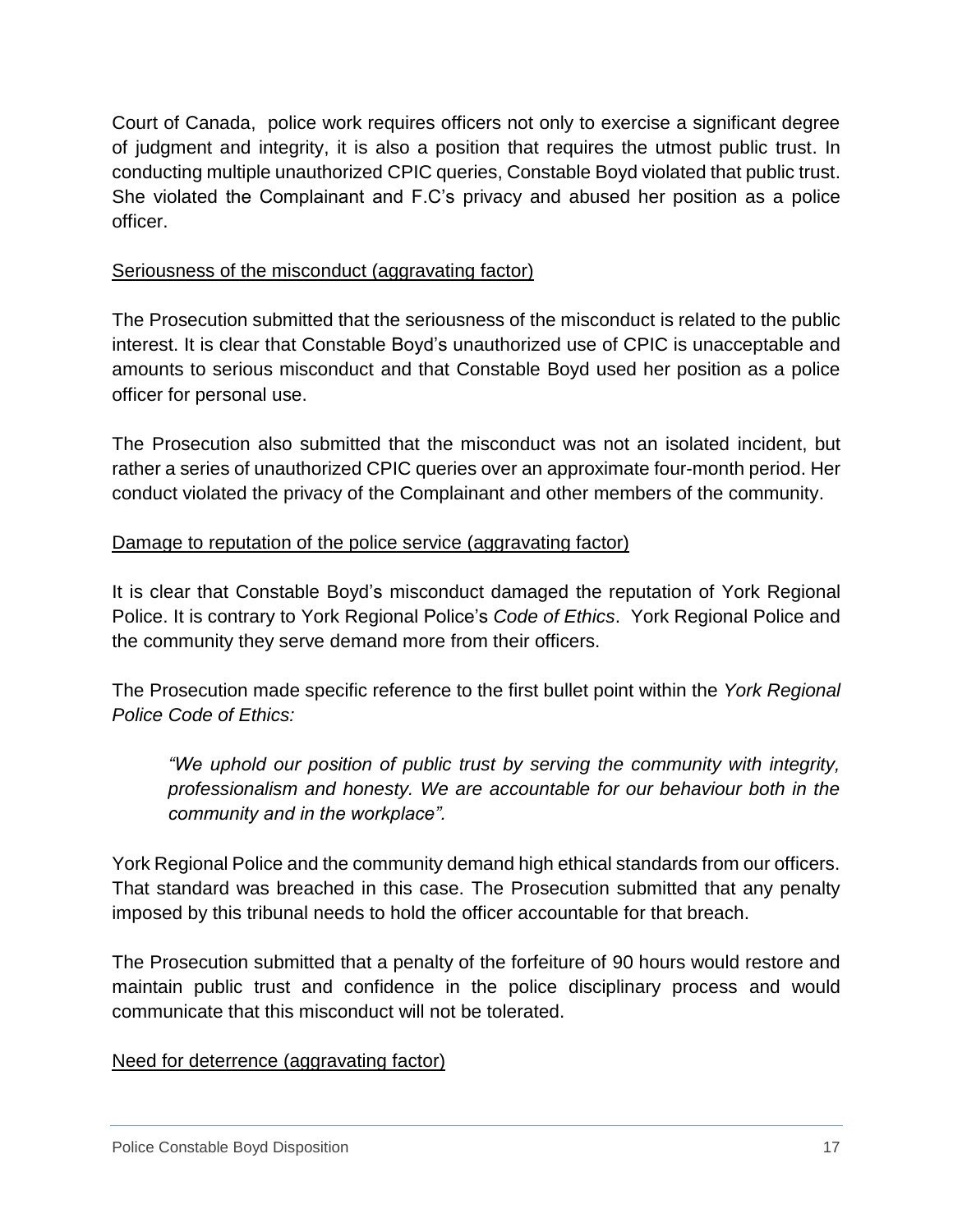Court of Canada, police work requires officers not only to exercise a significant degree of judgment and integrity, it is also a position that requires the utmost public trust. In conducting multiple unauthorized CPIC queries, Constable Boyd violated that public trust. She violated the Complainant and F.C's privacy and abused her position as a police officer.

Seriousness of the misconduct (aggravating factor)

The Prosecution submitted that the seriousness of the misconduct is related to the public interest. It is clear that Constable Boyd's unauthorized use of CPIC is unacceptable and amounts to serious misconduct and that Constable Boyd used her position as a police officer for personal use.

The Prosecution also submitted that the misconduct was not an isolated incident, but rather a series of unauthorized CPIC queries over an approximate four-month period. Her conduct violated the privacy of the Complainant and other members of the community.

Damage to reputation of the police service (aggravating factor)

It is clear that Constable Boyd's misconduct damaged the reputation of York Regional Police. It is contrary to York Regional Police's *Code of Ethics*. York Regional Police and the community they serve demand more from their officers.

The Prosecution made specific reference to the first bullet point within the *York Regional Police Code of Ethics:*

> *"We uphold our position of public trust by serving the community with integrity, professionalism and honesty. We are accountable for our behaviour both in the community and in the workplace".*

York Regional Police and the community demand high ethical standards from our officers. That standard was breached in this case. The Prosecution submitted that any penalty imposed by this tribunal needs to hold the officer accountable for that breach.

The Prosecution submitted that a penalty of the forfeiture of 90 hours would restore and maintain public trust and confidence in the police disciplinary process and would communicate that this misconduct will not be tolerated.

Need for deterrence (aggravating factor)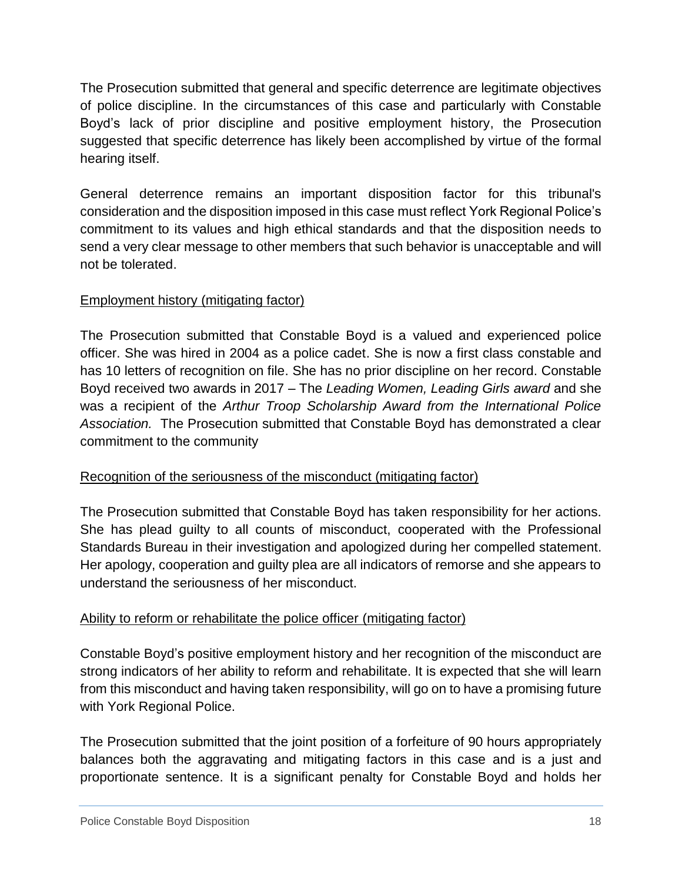The Prosecution submitted that general and specific deterrence are legitimate objectives of police discipline. In the circumstances of this case and particularly with Constable Boyd's lack of prior discipline and positive employment history, the Prosecution suggested that specific deterrence has likely been accomplished by virtue of the formal hearing itself.

General deterrence remains an important disposition factor for this tribunal's consideration and the disposition imposed in this case must reflect York Regional Police's commitment to its values and high ethical standards and that the disposition needs to send a very clear message to other members that such behavior is unacceptable and will not be tolerated.

<u>Employment history (mitigating factor)</u>

The Prosecution submitted that Constable Boyd is a valued and experienced police officer. She was hired in 2004 as a police cadet. She is now a first class constable and has 10 letters of recognition on file. She has no prior discipline on her record. Constable Boyd received two awards in 2017 – The *Leading Women, Leading Girls award* and she was a recipient of the *Arthur Troop Scholarship Award from the International Police Association.* The Prosecution submitted that Constable Boyd has demonstrated a clear commitment to the community

<u>Recognition of the seriousness of the misconduct (mitigating factor)</u>

The Prosecution submitted that Constable Boyd has taken responsibility for her actions. She has plead guilty to all counts of misconduct, cooperated with the Professional Standards Bureau in their investigation and apologized during her compelled statement. Her apology, cooperation and guilty plea are all indicators of remorse and she appears to understand the seriousness of her misconduct.

<u>Ability to reform or rehabilitate the police officer (mitigating factor)</u>

Constable Boyd's positive employment history and her recognition of the misconduct are strong indicators of her ability to reform and rehabilitate. It is expected that she will learn from this misconduct and having taken responsibility, will go on to have a promising future with York Regional Police.

The Prosecution submitted that the joint position of a forfeiture of 90 hours appropriately balances both the aggravating and mitigating factors in this case and is a just and proportionate sentence. It is a significant penalty for Constable Boyd and holds her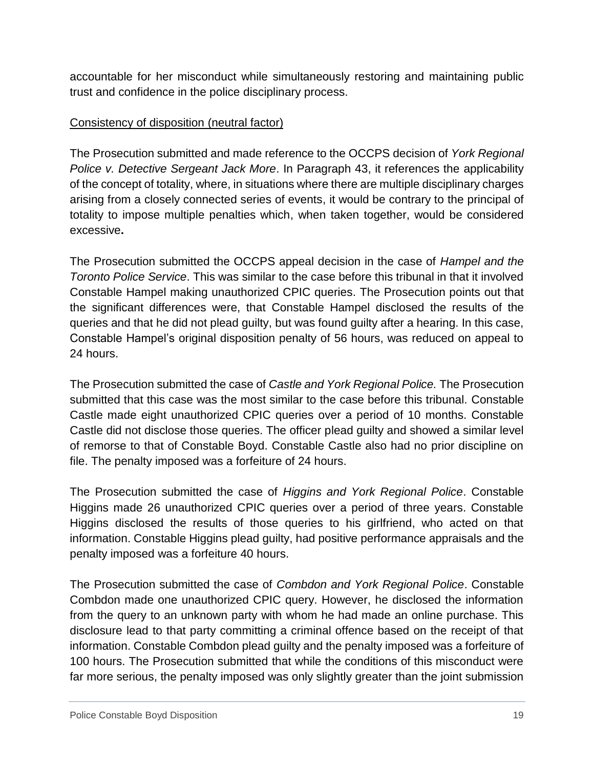accountable for her misconduct while simultaneously restoring and maintaining public trust and confidence in the police disciplinary process.

Consistency of disposition (neutral factor)

The Prosecution submitted and made reference to the OCCPS decision of *York Regional Police v. Detective Sergeant Jack More*. In Paragraph 43, it references the applicability of the concept of totality, where, in situations where there are multiple disciplinary charges arising from a closely connected series of events, it would be contrary to the principal of totality to impose multiple penalties which, when taken together, would be considered excessive**.**

The Prosecution submitted the OCCPS appeal decision in the case of *Hampel and the Toronto Police Service*. This was similar to the case before this tribunal in that it involved Constable Hampel making unauthorized CPIC queries. The Prosecution points out that the significant differences were, that Constable Hampel disclosed the results of the queries and that he did not plead guilty, but was found guilty after a hearing. In this case, Constable Hampel's original disposition penalty of 56 hours, was reduced on appeal to 24 hours.

The Prosecution submitted the case of *Castle and York Regional Police.* The Prosecution submitted that this case was the most similar to the case before this tribunal. Constable Castle made eight unauthorized CPIC queries over a period of 10 months. Constable Castle did not disclose those queries. The officer plead guilty and showed a similar level of remorse to that of Constable Boyd. Constable Castle also had no prior discipline on file. The penalty imposed was a forfeiture of 24 hours.

The Prosecution submitted the case of *Higgins and York Regional Police*. Constable Higgins made 26 unauthorized CPIC queries over a period of three years. Constable Higgins disclosed the results of those queries to his girlfriend, who acted on that information. Constable Higgins plead guilty, had positive performance appraisals and the penalty imposed was a forfeiture 40 hours.

The Prosecution submitted the case of *Combdon and York Regional Police*. Constable Combdon made one unauthorized CPIC query. However, he disclosed the information from the query to an unknown party with whom he had made an online purchase. This disclosure lead to that party committing a criminal offence based on the receipt of that information. Constable Combdon plead guilty and the penalty imposed was a forfeiture of 100 hours. The Prosecution submitted that while the conditions of this misconduct were far more serious, the penalty imposed was only slightly greater than the joint submission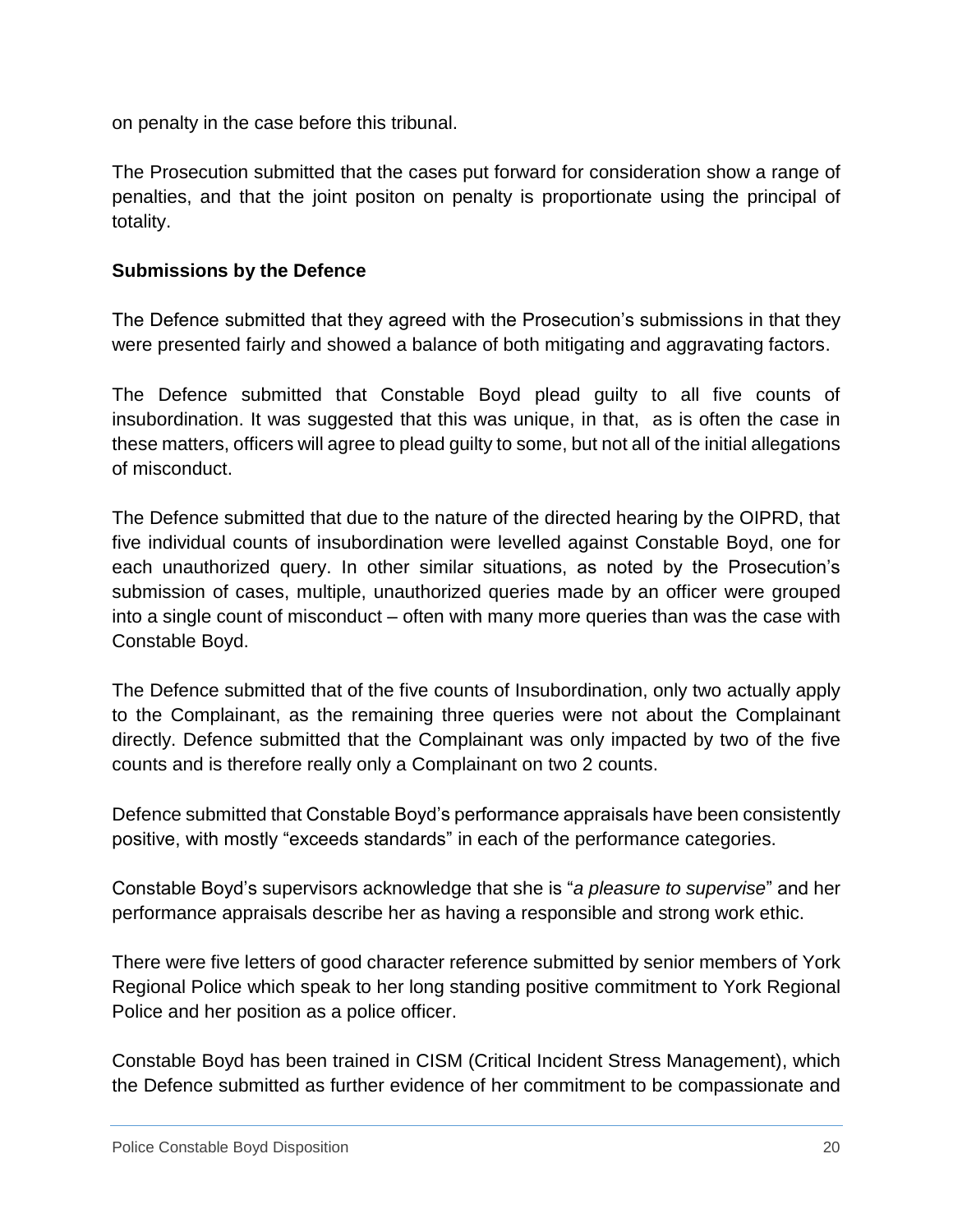on penalty in the case before this tribunal.

The Prosecution submitted that the cases put forward for consideration show a range of penalties, and that the joint positon on penalty is proportionate using the principal of totality.

**Submissions by the Defence**

The Defence submitted that they agreed with the Prosecution's submissions in that they were presented fairly and showed a balance of both mitigating and aggravating factors.

The Defence submitted that Constable Boyd plead guilty to all five counts of insubordination. It was suggested that this was unique, in that, as is often the case in these matters, officers will agree to plead guilty to some, but not all of the initial allegations of misconduct.

The Defence submitted that due to the nature of the directed hearing by the OIPRD, that five individual counts of insubordination were levelled against Constable Boyd, one for each unauthorized query. In other similar situations, as noted by the Prosecution's submission of cases, multiple, unauthorized queries made by an officer were grouped into a single count of misconduct – often with many more queries than was the case with Constable Boyd.

The Defence submitted that of the five counts of Insubordination, only two actually apply to the Complainant, as the remaining three queries were not about the Complainant directly. Defence submitted that the Complainant was only impacted by two of the five counts and is therefore really only a Complainant on two 2 counts.

Defence submitted that Constable Boyd's performance appraisals have been consistently positive, with mostly "exceeds standards" in each of the performance categories.

Constable Boyd's supervisors acknowledge that she is "*a pleasure to supervise*" and her performance appraisals describe her as having a responsible and strong work ethic.

There were five letters of good character reference submitted by senior members of York Regional Police which speak to her long standing positive commitment to York Regional Police and her position as a police officer.

Constable Boyd has been trained in CISM (Critical Incident Stress Management), which the Defence submitted as further evidence of her commitment to be compassionate and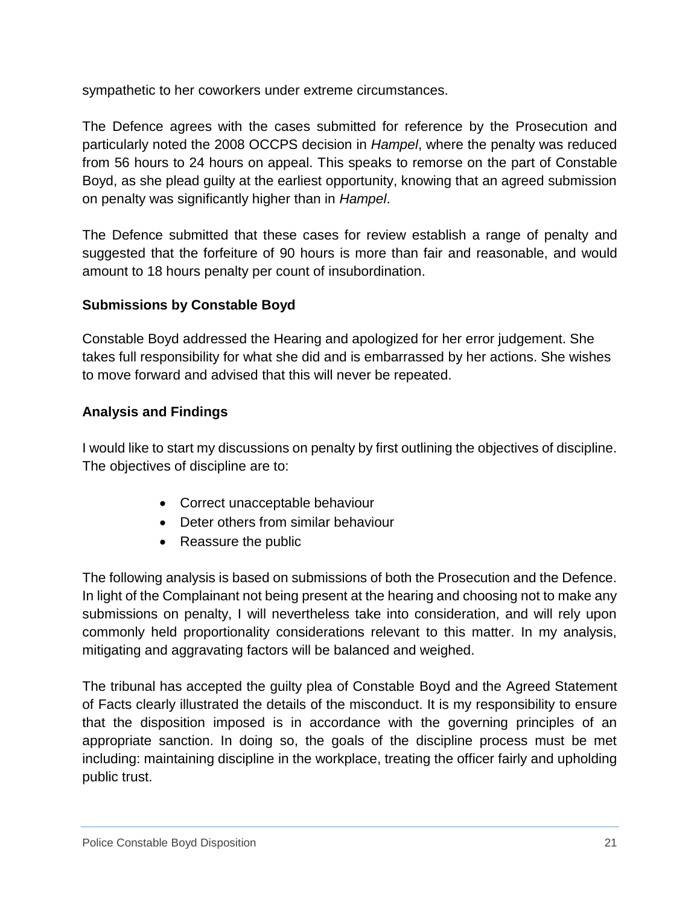sympathetic to her coworkers under extreme circumstances.

The Defence agrees with the cases submitted for reference by the Prosecution and particularly noted the 2008 OCCPS decision in *Hampel*, where the penalty was reduced from 56 hours to 24 hours on appeal. This speaks to remorse on the part of Constable Boyd, as she plead guilty at the earliest opportunity, knowing that an agreed submission on penalty was significantly higher than in *Hampel*.

The Defence submitted that these cases for review establish a range of penalty and suggested that the forfeiture of 90 hours is more than fair and reasonable, and would amount to 18 hours penalty per count of insubordination.

**Submissions by Constable Boyd**

Constable Boyd addressed the Hearing and apologized for her error judgement. She takes full responsibility for what she did and is embarrassed by her actions. She wishes to move forward and advised that this will never be repeated.

**Analysis and Findings**

I would like to start my discussions on penalty by first outlining the objectives of discipline. The objectives of discipline are to:

- Correct unacceptable behaviour
- Deter others from similar behaviour
- Reassure the public

The following analysis is based on submissions of both the Prosecution and the Defence. In light of the Complainant not being present at the hearing and choosing not to make any submissions on penalty, I will nevertheless take into consideration, and will rely upon commonly held proportionality considerations relevant to this matter. In my analysis, mitigating and aggravating factors will be balanced and weighed.

The tribunal has accepted the guilty plea of Constable Boyd and the Agreed Statement of Facts clearly illustrated the details of the misconduct. It is my responsibility to ensure that the disposition imposed is in accordance with the governing principles of an appropriate sanction. In doing so, the goals of the discipline process must be met including: maintaining discipline in the workplace, treating the officer fairly and upholding public trust.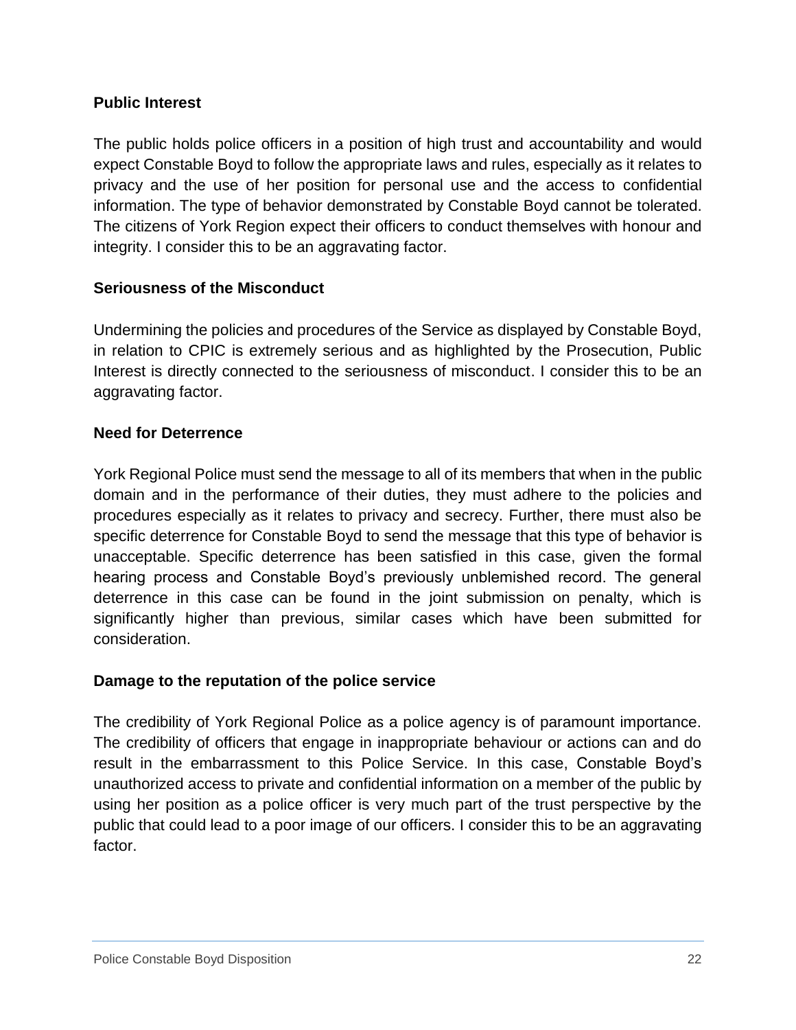**Public Interest**

The public holds police officers in a position of high trust and accountability and would expect Constable Boyd to follow the appropriate laws and rules, especially as it relates to privacy and the use of her position for personal use and the access to confidential information. The type of behavior demonstrated by Constable Boyd cannot be tolerated. The citizens of York Region expect their officers to conduct themselves with honour and integrity. I consider this to be an aggravating factor.

**Seriousness of the Misconduct**

Undermining the policies and procedures of the Service as displayed by Constable Boyd, in relation to CPIC is extremely serious and as highlighted by the Prosecution, Public Interest is directly connected to the seriousness of misconduct. I consider this to be an aggravating factor.

**Need for Deterrence**

York Regional Police must send the message to all of its members that when in the public domain and in the performance of their duties, they must adhere to the policies and procedures especially as it relates to privacy and secrecy. Further, there must also be specific deterrence for Constable Boyd to send the message that this type of behavior is unacceptable. Specific deterrence has been satisfied in this case, given the formal hearing process and Constable Boyd's previously unblemished record. The general deterrence in this case can be found in the joint submission on penalty, which is significantly higher than previous, similar cases which have been submitted for consideration.

**Damage to the reputation of the police service**

The credibility of York Regional Police as a police agency is of paramount importance. The credibility of officers that engage in inappropriate behaviour or actions can and do result in the embarrassment to this Police Service. In this case, Constable Boyd's unauthorized access to private and confidential information on a member of the public by using her position as a police officer is very much part of the trust perspective by the public that could lead to a poor image of our officers. I consider this to be an aggravating factor.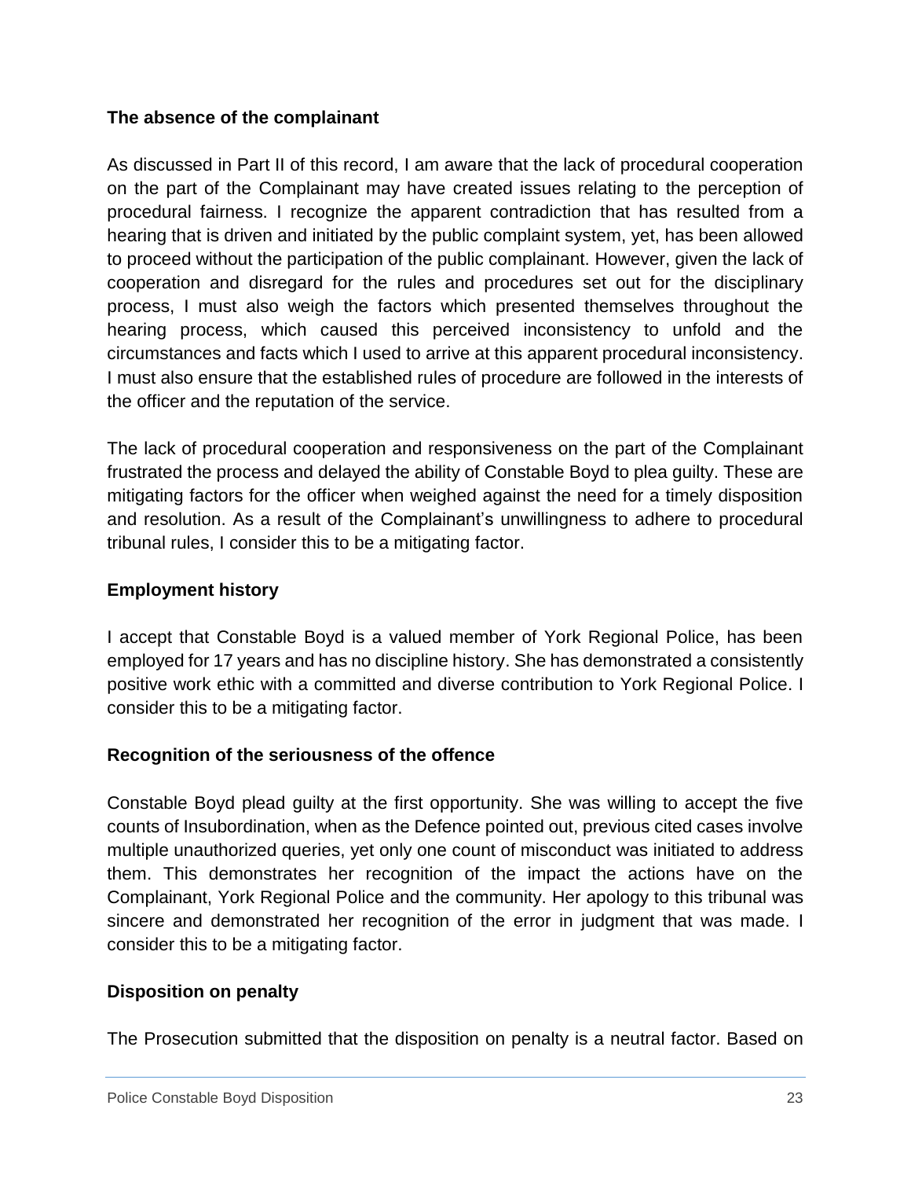**The absence of the complainant**

As discussed in Part II of this record, I am aware that the lack of procedural cooperation on the part of the Complainant may have created issues relating to the perception of procedural fairness. I recognize the apparent contradiction that has resulted from a hearing that is driven and initiated by the public complaint system, yet, has been allowed to proceed without the participation of the public complainant. However, given the lack of cooperation and disregard for the rules and procedures set out for the disciplinary process, I must also weigh the factors which presented themselves throughout the hearing process, which caused this perceived inconsistency to unfold and the circumstances and facts which I used to arrive at this apparent procedural inconsistency. I must also ensure that the established rules of procedure are followed in the interests of the officer and the reputation of the service.

The lack of procedural cooperation and responsiveness on the part of the Complainant frustrated the process and delayed the ability of Constable Boyd to plea guilty. These are mitigating factors for the officer when weighed against the need for a timely disposition and resolution. As a result of the Complainant's unwillingness to adhere to procedural tribunal rules, I consider this to be a mitigating factor.

**Employment history**

I accept that Constable Boyd is a valued member of York Regional Police, has been employed for 17 years and has no discipline history. She has demonstrated a consistently positive work ethic with a committed and diverse contribution to York Regional Police. I consider this to be a mitigating factor.

**Recognition of the seriousness of the offence**

Constable Boyd plead guilty at the first opportunity. She was willing to accept the five counts of Insubordination, when as the Defence pointed out, previous cited cases involve multiple unauthorized queries, yet only one count of misconduct was initiated to address them. This demonstrates her recognition of the impact the actions have on the Complainant, York Regional Police and the community. Her apology to this tribunal was sincere and demonstrated her recognition of the error in judgment that was made. I consider this to be a mitigating factor.

**Disposition on penalty**

The Prosecution submitted that the disposition on penalty is a neutral factor. Based on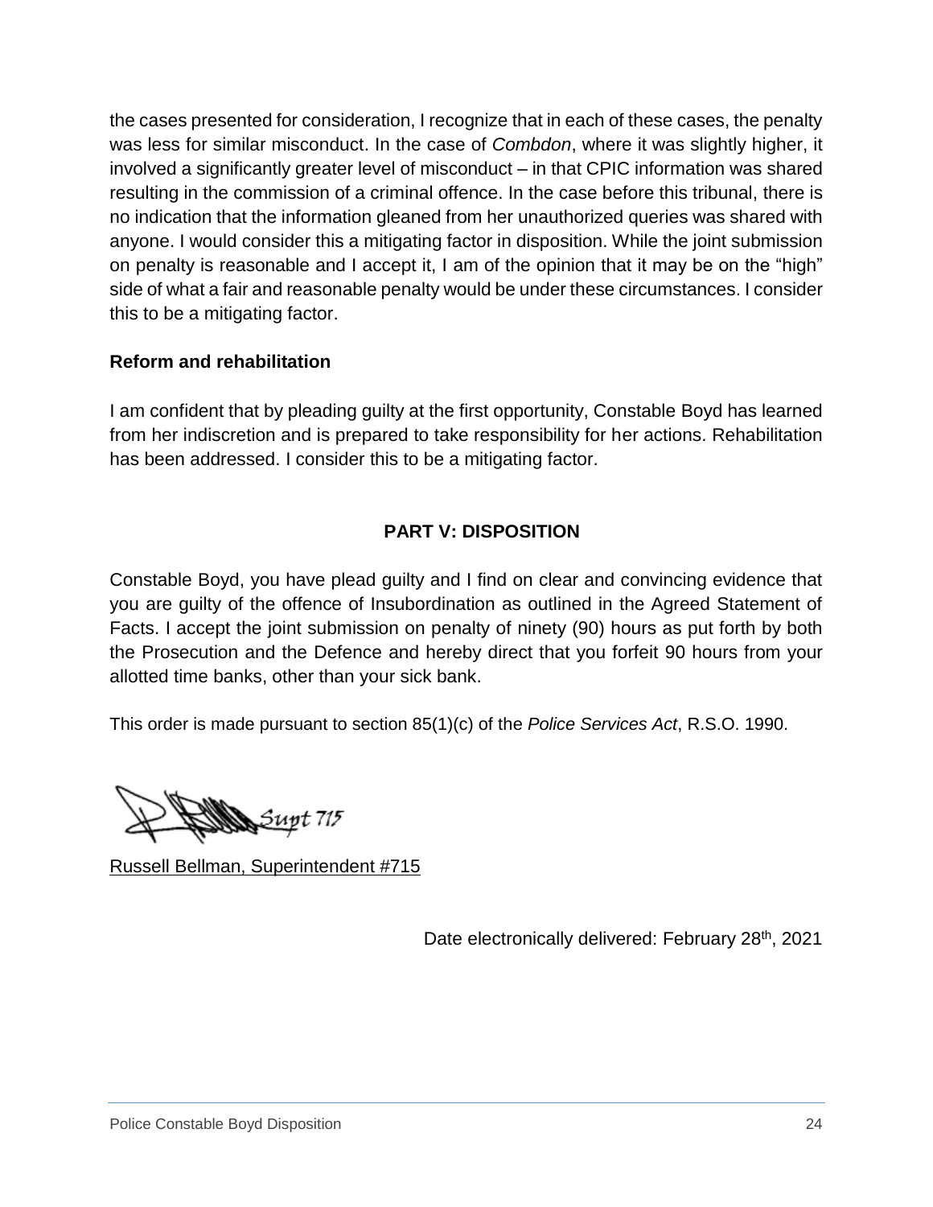the cases presented for consideration, I recognize that in each of these cases, the penalty was less for similar misconduct. In the case of *Combdon*, where it was slightly higher, it involved a significantly greater level of misconduct – in that CPIC information was shared resulting in the commission of a criminal offence. In the case before this tribunal, there is no indication that the information gleaned from her unauthorized queries was shared with anyone. I would consider this a mitigating factor in disposition. While the joint submission on penalty is reasonable and I accept it, I am of the opinion that it may be on the "high" side of what a fair and reasonable penalty would be under these circumstances. I consider this to be a mitigating factor.

**Reform and rehabilitation**

I am confident that by pleading guilty at the first opportunity, Constable Boyd has learned from her indiscretion and is prepared to take responsibility for her actions. Rehabilitation has been addressed. I consider this to be a mitigating factor.

## PART V: DISPOSITION

Constable Boyd, you have plead guilty and I find on clear and convincing evidence that you are guilty of the offence of Insubordination as outlined in the Agreed Statement of Facts. I accept the joint submission on penalty of ninety (90) hours as put forth by both the Prosecution and the Defence and hereby direct that you forfeit 90 hours from your allotted time banks, other than your sick bank.

This order is made pursuant to section 85(1)(c) of the *Police Services Act*, R.S.O. 1990.

Supt 715

Russell Bellman, Superintendent #715

Date electronically delivered: February 28th, 2021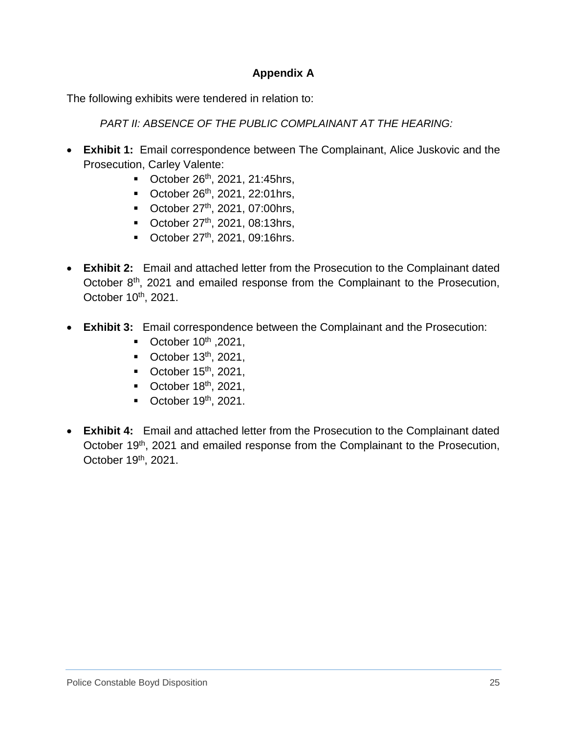## Appendix A

The following exhibits were tendered in relation to:

*PART II: ABSENCE OF THE PUBLIC COMPLAINANT AT THE HEARING:*

- **Exhibit 1:** Email correspondence between The Complainant, Alice Juskovic and the Prosecution, Carley Valente:
  - October 26th, 2021, 21:45hrs,
  - October 26th, 2021, 22:01hrs,
  - October 27th, 2021, 07:00hrs,
  - October 27th, 2021, 08:13hrs,
  - October 27th, 2021, 09:16hrs.

- **Exhibit 2:** Email and attached letter from the Prosecution to the Complainant dated October 8th, 2021 and emailed response from the Complainant to the Prosecution, October 10th, 2021.

- **Exhibit 3:** Email correspondence between the Complainant and the Prosecution:
  - October 10th ,2021,
  - October 13th, 2021,
  - October 15th, 2021,
  - October 18th, 2021,
  - October 19th, 2021.

- **Exhibit 4:** Email and attached letter from the Prosecution to the Complainant dated October 19th, 2021 and emailed response from the Complainant to the Prosecution, October 19th, 2021.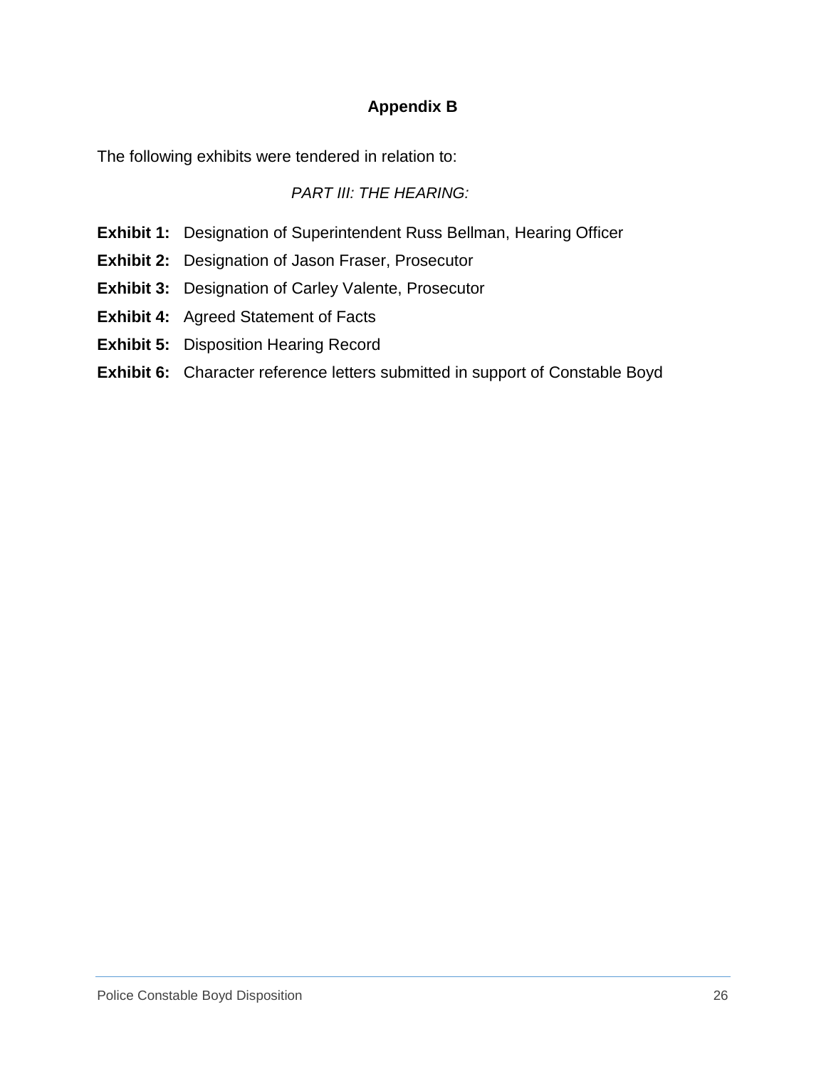## Appendix B

The following exhibits were tendered in relation to:

*PART III: THE HEARING:*

**Exhibit 1:** Designation of Superintendent Russ Bellman, Hearing Officer

**Exhibit 2:** Designation of Jason Fraser, Prosecutor

**Exhibit 3:** Designation of Carley Valente, Prosecutor

**Exhibit 4:** Agreed Statement of Facts

**Exhibit 5:** Disposition Hearing Record

**Exhibit 6:** Character reference letters submitted in support of Constable Boyd